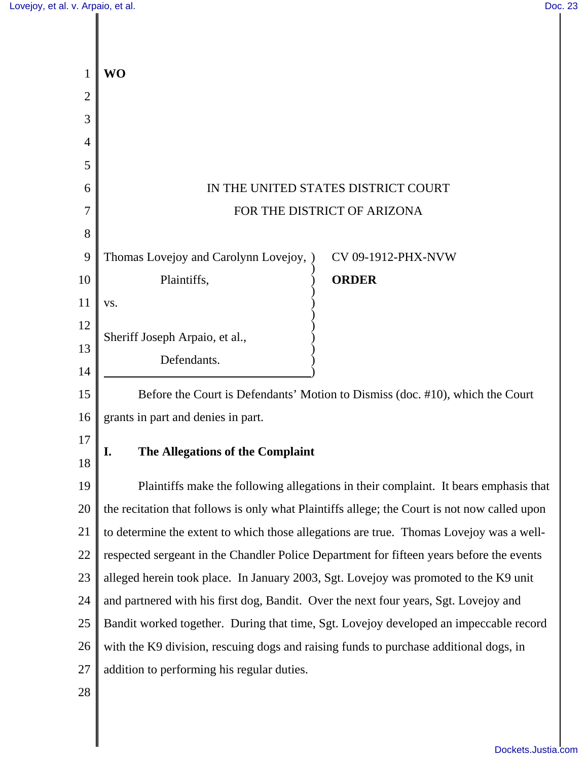**WO**

IN THE UNITED STATES DISTRICT COURT
FOR THE DISTRICT OF ARIZONA

Thomas Lovejoy and Carolynn Lovejoy,
Plaintiffs,

vs.

Sheriff Joseph Arpaio, et al.,
Defendants.

CV 09-1912-PHX-NVW

**ORDER**

Before the Court is Defendants' Motion to Dismiss (doc. #10), which the Court grants in part and denies in part.

## I. The Allegations of the Complaint

Plaintiffs make the following allegations in their complaint. It bears emphasis that the recitation that follows is only what Plaintiffs allege; the Court is not now called upon to determine the extent to which those allegations are true. Thomas Lovejoy was a well-respected sergeant in the Chandler Police Department for fifteen years before the events alleged herein took place. In January 2003, Sgt. Lovejoy was promoted to the K9 unit and partnered with his first dog, Bandit. Over the next four years, Sgt. Lovejoy and Bandit worked together. During that time, Sgt. Lovejoy developed an impeccable record with the K9 division, rescuing dogs and raising funds to purchase additional dogs, in addition to performing his regular duties.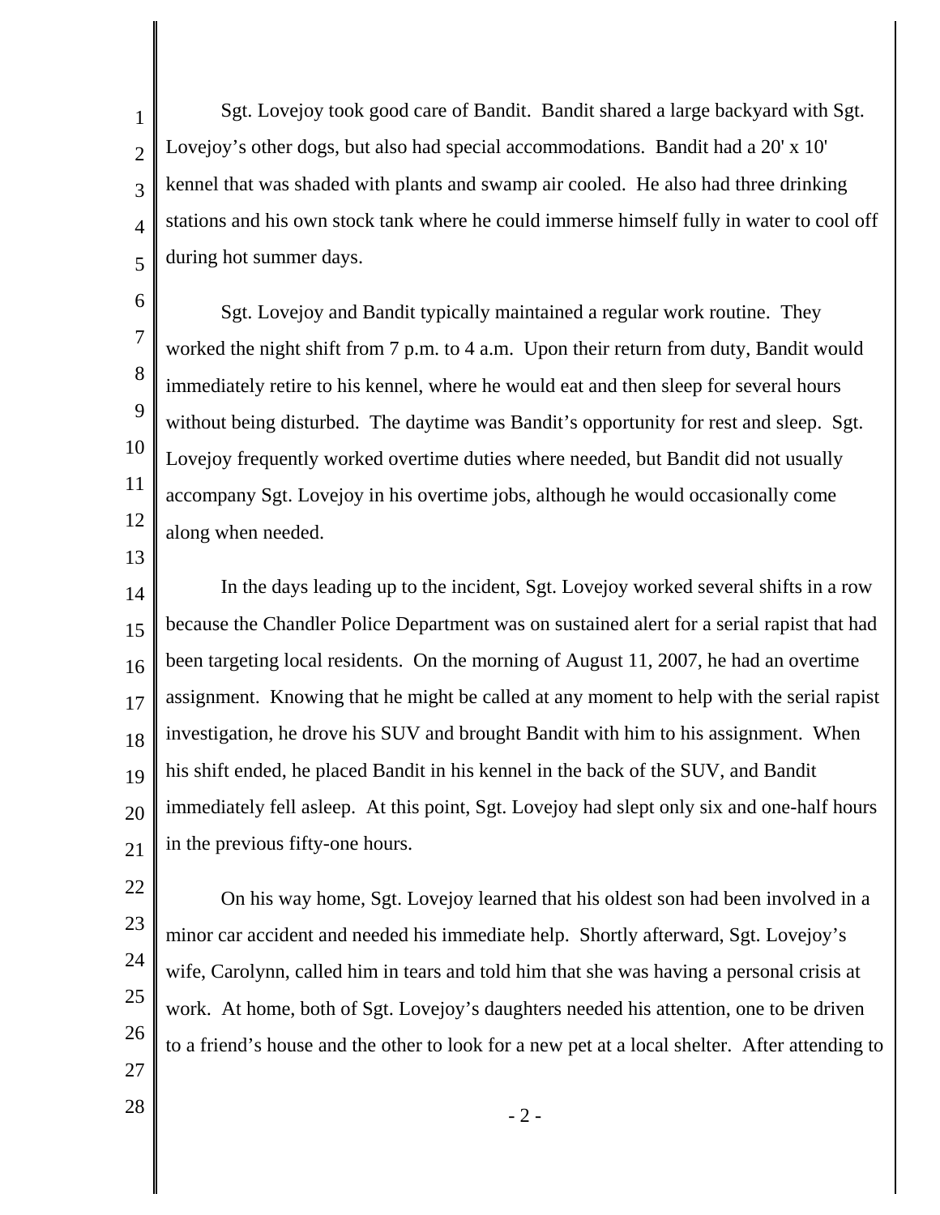Sgt. Lovejoy took good care of Bandit. Bandit shared a large backyard with Sgt. Lovejoy's other dogs, but also had special accommodations. Bandit had a 20' x 10' kennel that was shaded with plants and swamp air cooled. He also had three drinking stations and his own stock tank where he could immerse himself fully in water to cool off during hot summer days.

Sgt. Lovejoy and Bandit typically maintained a regular work routine. They worked the night shift from 7 p.m. to 4 a.m. Upon their return from duty, Bandit would immediately retire to his kennel, where he would eat and then sleep for several hours without being disturbed. The daytime was Bandit's opportunity for rest and sleep. Sgt. Lovejoy frequently worked overtime duties where needed, but Bandit did not usually accompany Sgt. Lovejoy in his overtime jobs, although he would occasionally come along when needed.

In the days leading up to the incident, Sgt. Lovejoy worked several shifts in a row because the Chandler Police Department was on sustained alert for a serial rapist that had been targeting local residents. On the morning of August 11, 2007, he had an overtime assignment. Knowing that he might be called at any moment to help with the serial rapist investigation, he drove his SUV and brought Bandit with him to his assignment. When his shift ended, he placed Bandit in his kennel in the back of the SUV, and Bandit immediately fell asleep. At this point, Sgt. Lovejoy had slept only six and one-half hours in the previous fifty-one hours.

On his way home, Sgt. Lovejoy learned that his oldest son had been involved in a minor car accident and needed his immediate help. Shortly afterward, Sgt. Lovejoy's wife, Carolynn, called him in tears and told him that she was having a personal crisis at work. At home, both of Sgt. Lovejoy's daughters needed his attention, one to be driven to a friend's house and the other to look for a new pet at a local shelter. After attending to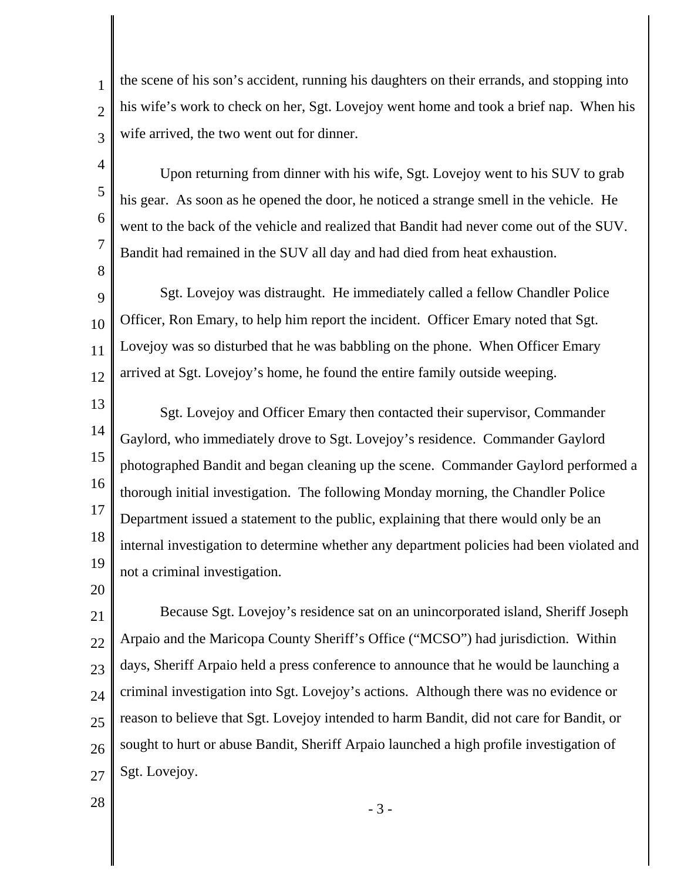the scene of his son's accident, running his daughters on their errands, and stopping into his wife's work to check on her, Sgt. Lovejoy went home and took a brief nap. When his wife arrived, the two went out for dinner.

Upon returning from dinner with his wife, Sgt. Lovejoy went to his SUV to grab his gear. As soon as he opened the door, he noticed a strange smell in the vehicle. He went to the back of the vehicle and realized that Bandit had never come out of the SUV. Bandit had remained in the SUV all day and had died from heat exhaustion.

Sgt. Lovejoy was distraught. He immediately called a fellow Chandler Police Officer, Ron Emary, to help him report the incident. Officer Emary noted that Sgt. Lovejoy was so disturbed that he was babbling on the phone. When Officer Emary arrived at Sgt. Lovejoy's home, he found the entire family outside weeping.

Sgt. Lovejoy and Officer Emary then contacted their supervisor, Commander Gaylord, who immediately drove to Sgt. Lovejoy's residence. Commander Gaylord photographed Bandit and began cleaning up the scene. Commander Gaylord performed a thorough initial investigation. The following Monday morning, the Chandler Police Department issued a statement to the public, explaining that there would only be an internal investigation to determine whether any department policies had been violated and not a criminal investigation.

Because Sgt. Lovejoy's residence sat on an unincorporated island, Sheriff Joseph Arpaio and the Maricopa County Sheriff's Office ("MCSO") had jurisdiction. Within days, Sheriff Arpaio held a press conference to announce that he would be launching a criminal investigation into Sgt. Lovejoy's actions. Although there was no evidence or reason to believe that Sgt. Lovejoy intended to harm Bandit, did not care for Bandit, or sought to hurt or abuse Bandit, Sheriff Arpaio launched a high profile investigation of Sgt. Lovejoy.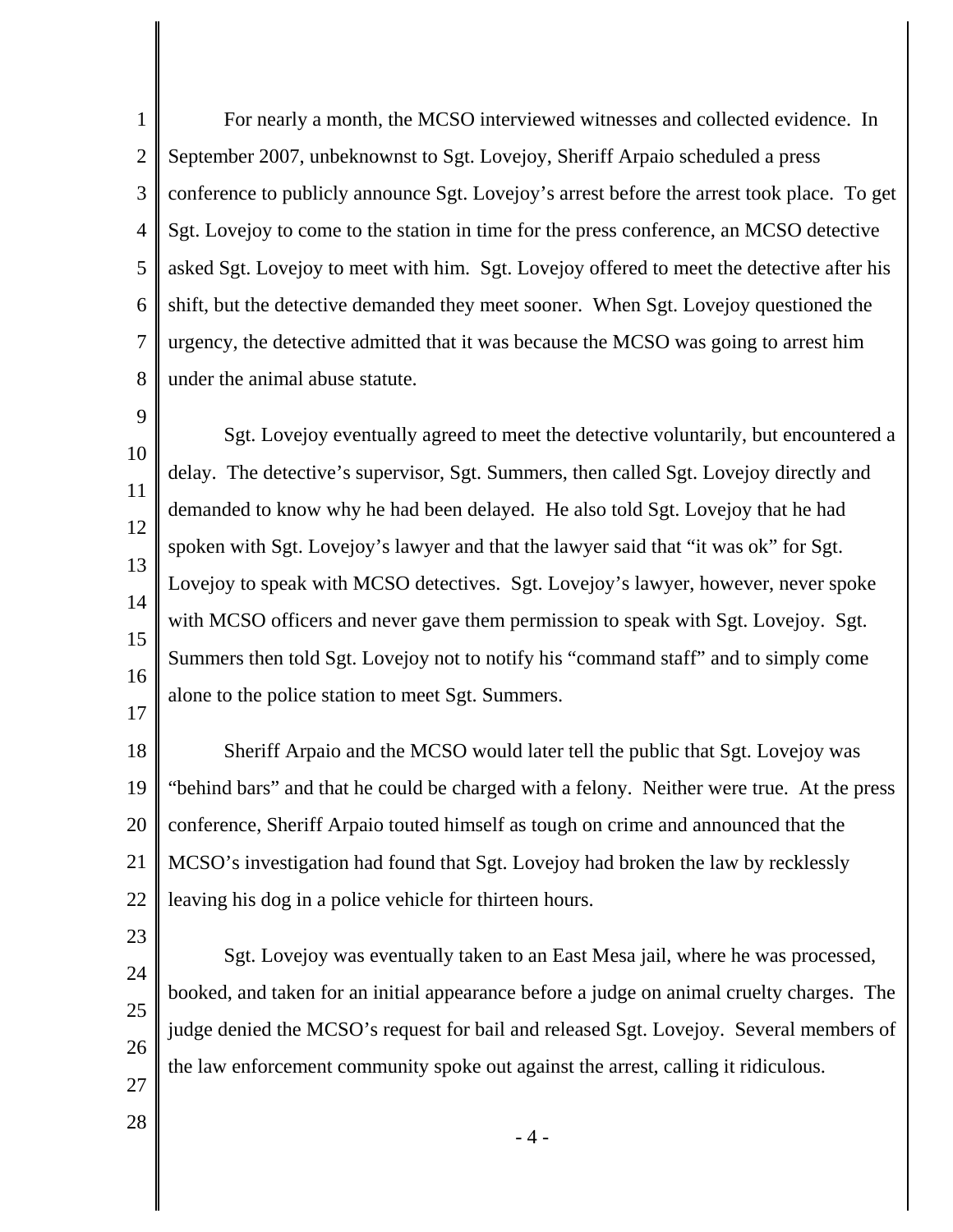For nearly a month, the MCSO interviewed witnesses and collected evidence. In September 2007, unbeknownst to Sgt. Lovejoy, Sheriff Arpaio scheduled a press conference to publicly announce Sgt. Lovejoy's arrest before the arrest took place. To get Sgt. Lovejoy to come to the station in time for the press conference, an MCSO detective asked Sgt. Lovejoy to meet with him. Sgt. Lovejoy offered to meet the detective after his shift, but the detective demanded they meet sooner. When Sgt. Lovejoy questioned the urgency, the detective admitted that it was because the MCSO was going to arrest him under the animal abuse statute.

Sgt. Lovejoy eventually agreed to meet the detective voluntarily, but encountered a delay. The detective's supervisor, Sgt. Summers, then called Sgt. Lovejoy directly and demanded to know why he had been delayed. He also told Sgt. Lovejoy that he had spoken with Sgt. Lovejoy's lawyer and that the lawyer said that "it was ok" for Sgt. Lovejoy to speak with MCSO detectives. Sgt. Lovejoy's lawyer, however, never spoke with MCSO officers and never gave them permission to speak with Sgt. Lovejoy. Sgt. Summers then told Sgt. Lovejoy not to notify his "command staff" and to simply come alone to the police station to meet Sgt. Summers.

Sheriff Arpaio and the MCSO would later tell the public that Sgt. Lovejoy was "behind bars" and that he could be charged with a felony. Neither were true. At the press conference, Sheriff Arpaio touted himself as tough on crime and announced that the MCSO's investigation had found that Sgt. Lovejoy had broken the law by recklessly leaving his dog in a police vehicle for thirteen hours.

Sgt. Lovejoy was eventually taken to an East Mesa jail, where he was processed, booked, and taken for an initial appearance before a judge on animal cruelty charges. The judge denied the MCSO's request for bail and released Sgt. Lovejoy. Several members of the law enforcement community spoke out against the arrest, calling it ridiculous.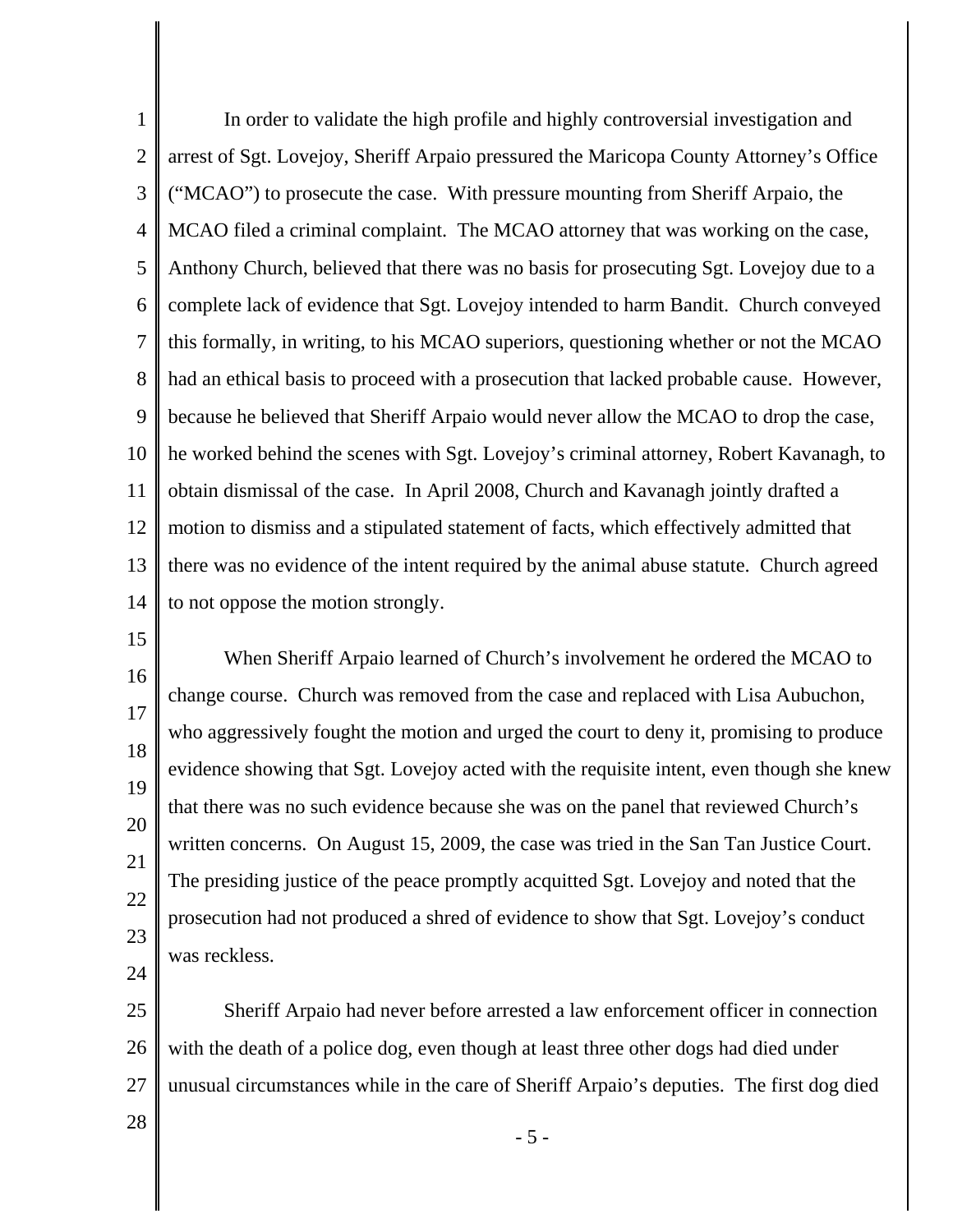In order to validate the high profile and highly controversial investigation and arrest of Sgt. Lovejoy, Sheriff Arpaio pressured the Maricopa County Attorney's Office ("MCAO") to prosecute the case. With pressure mounting from Sheriff Arpaio, the MCAO filed a criminal complaint. The MCAO attorney that was working on the case, Anthony Church, believed that there was no basis for prosecuting Sgt. Lovejoy due to a complete lack of evidence that Sgt. Lovejoy intended to harm Bandit. Church conveyed this formally, in writing, to his MCAO superiors, questioning whether or not the MCAO had an ethical basis to proceed with a prosecution that lacked probable cause. However, because he believed that Sheriff Arpaio would never allow the MCAO to drop the case, he worked behind the scenes with Sgt. Lovejoy's criminal attorney, Robert Kavanagh, to obtain dismissal of the case. In April 2008, Church and Kavanagh jointly drafted a motion to dismiss and a stipulated statement of facts, which effectively admitted that there was no evidence of the intent required by the animal abuse statute. Church agreed to not oppose the motion strongly.

When Sheriff Arpaio learned of Church's involvement he ordered the MCAO to change course. Church was removed from the case and replaced with Lisa Aubuchon, who aggressively fought the motion and urged the court to deny it, promising to produce evidence showing that Sgt. Lovejoy acted with the requisite intent, even though she knew that there was no such evidence because she was on the panel that reviewed Church's written concerns. On August 15, 2009, the case was tried in the San Tan Justice Court. The presiding justice of the peace promptly acquitted Sgt. Lovejoy and noted that the prosecution had not produced a shred of evidence to show that Sgt. Lovejoy's conduct was reckless.

Sheriff Arpaio had never before arrested a law enforcement officer in connection with the death of a police dog, even though at least three other dogs had died under unusual circumstances while in the care of Sheriff Arpaio's deputies. The first dog died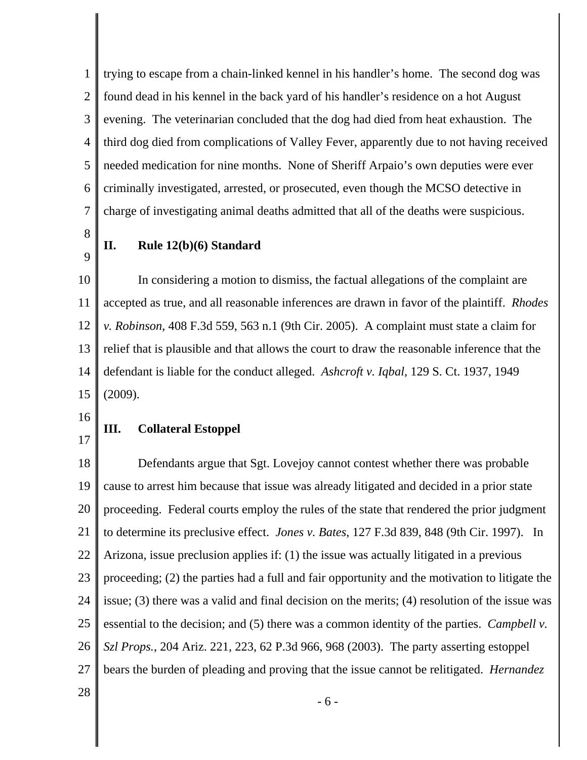trying to escape from a chain-linked kennel in his handler's home. The second dog was found dead in his kennel in the back yard of his handler's residence on a hot August evening. The veterinarian concluded that the dog had died from heat exhaustion. The third dog died from complications of Valley Fever, apparently due to not having received needed medication for nine months. None of Sheriff Arpaio's own deputies were ever criminally investigated, arrested, or prosecuted, even though the MCSO detective in charge of investigating animal deaths admitted that all of the deaths were suspicious.

## II. Rule 12(b)(6) Standard

In considering a motion to dismiss, the factual allegations of the complaint are accepted as true, and all reasonable inferences are drawn in favor of the plaintiff. *Rhodes v. Robinson*, 408 F.3d 559, 563 n.1 (9th Cir. 2005). A complaint must state a claim for relief that is plausible and that allows the court to draw the reasonable inference that the defendant is liable for the conduct alleged. *Ashcroft v. Iqbal*, 129 S. Ct. 1937, 1949 (2009).

## III. Collateral Estoppel

Defendants argue that Sgt. Lovejoy cannot contest whether there was probable cause to arrest him because that issue was already litigated and decided in a prior state proceeding. Federal courts employ the rules of the state that rendered the prior judgment to determine its preclusive effect. *Jones v. Bates*, 127 F.3d 839, 848 (9th Cir. 1997). In Arizona, issue preclusion applies if: (1) the issue was actually litigated in a previous proceeding; (2) the parties had a full and fair opportunity and the motivation to litigate the issue; (3) there was a valid and final decision on the merits; (4) resolution of the issue was essential to the decision; and (5) there was a common identity of the parties. *Campbell v. Szl Props.*, 204 Ariz. 221, 223, 62 P.3d 966, 968 (2003). The party asserting estoppel bears the burden of pleading and proving that the issue cannot be relitigated. *Hernandez*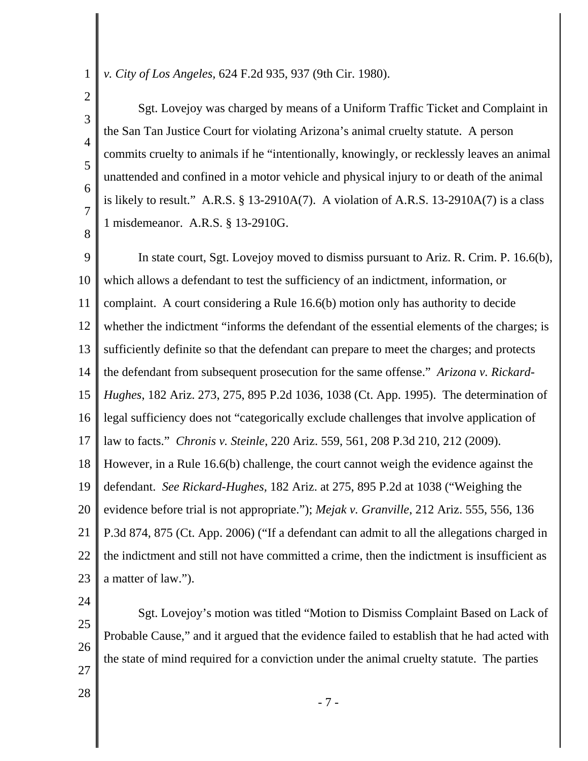*v. City of Los Angeles*, 624 F.2d 935, 937 (9th Cir. 1980).

Sgt. Lovejoy was charged by means of a Uniform Traffic Ticket and Complaint in the San Tan Justice Court for violating Arizona's animal cruelty statute. A person commits cruelty to animals if he "intentionally, knowingly, or recklessly leaves an animal unattended and confined in a motor vehicle and physical injury to or death of the animal is likely to result." A.R.S. § 13-2910A(7). A violation of A.R.S. 13-2910A(7) is a class 1 misdemeanor. A.R.S. § 13-2910G.

In state court, Sgt. Lovejoy moved to dismiss pursuant to Ariz. R. Crim. P. 16.6(b), which allows a defendant to test the sufficiency of an indictment, information, or complaint. A court considering a Rule 16.6(b) motion only has authority to decide whether the indictment "informs the defendant of the essential elements of the charges; is sufficiently definite so that the defendant can prepare to meet the charges; and protects the defendant from subsequent prosecution for the same offense." *Arizona v. Rickard-Hughes*, 182 Ariz. 273, 275, 895 P.2d 1036, 1038 (Ct. App. 1995). The determination of legal sufficiency does not "categorically exclude challenges that involve application of law to facts." *Chronis v. Steinle*, 220 Ariz. 559, 561, 208 P.3d 210, 212 (2009). However, in a Rule 16.6(b) challenge, the court cannot weigh the evidence against the defendant. *See Rickard-Hughes*, 182 Ariz. at 275, 895 P.2d at 1038 ("Weighing the evidence before trial is not appropriate."); *Mejak v. Granville*, 212 Ariz. 555, 556, 136 P.3d 874, 875 (Ct. App. 2006) ("If a defendant can admit to all the allegations charged in the indictment and still not have committed a crime, then the indictment is insufficient as a matter of law.").

Sgt. Lovejoy's motion was titled "Motion to Dismiss Complaint Based on Lack of Probable Cause," and it argued that the evidence failed to establish that he had acted with the state of mind required for a conviction under the animal cruelty statute. The parties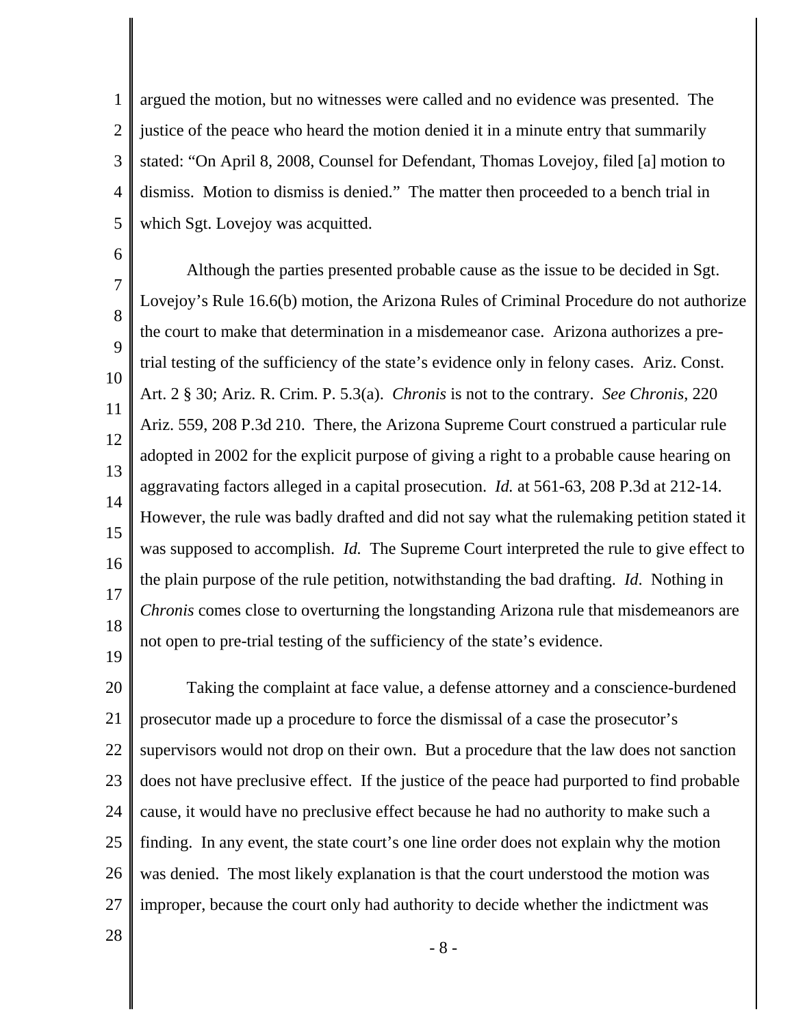argued the motion, but no witnesses were called and no evidence was presented. The justice of the peace who heard the motion denied it in a minute entry that summarily stated: "On April 8, 2008, Counsel for Defendant, Thomas Lovejoy, filed [a] motion to dismiss. Motion to dismiss is denied." The matter then proceeded to a bench trial in which Sgt. Lovejoy was acquitted.

Although the parties presented probable cause as the issue to be decided in Sgt. Lovejoy's Rule 16.6(b) motion, the Arizona Rules of Criminal Procedure do not authorize the court to make that determination in a misdemeanor case. Arizona authorizes a pre-trial testing of the sufficiency of the state's evidence only in felony cases. Ariz. Const. Art. 2 § 30; Ariz. R. Crim. P. 5.3(a). *Chronis* is not to the contrary. *See Chronis*, 220 Ariz. 559, 208 P.3d 210. There, the Arizona Supreme Court construed a particular rule adopted in 2002 for the explicit purpose of giving a right to a probable cause hearing on aggravating factors alleged in a capital prosecution. *Id.* at 561-63, 208 P.3d at 212-14. However, the rule was badly drafted and did not say what the rulemaking petition stated it was supposed to accomplish. *Id.* The Supreme Court interpreted the rule to give effect to the plain purpose of the rule petition, notwithstanding the bad drafting. *Id*. Nothing in *Chronis* comes close to overturning the longstanding Arizona rule that misdemeanors are not open to pre-trial testing of the sufficiency of the state's evidence.

Taking the complaint at face value, a defense attorney and a conscience-burdened prosecutor made up a procedure to force the dismissal of a case the prosecutor's supervisors would not drop on their own. But a procedure that the law does not sanction does not have preclusive effect. If the justice of the peace had purported to find probable cause, it would have no preclusive effect because he had no authority to make such a finding. In any event, the state court's one line order does not explain why the motion was denied. The most likely explanation is that the court understood the motion was improper, because the court only had authority to decide whether the indictment was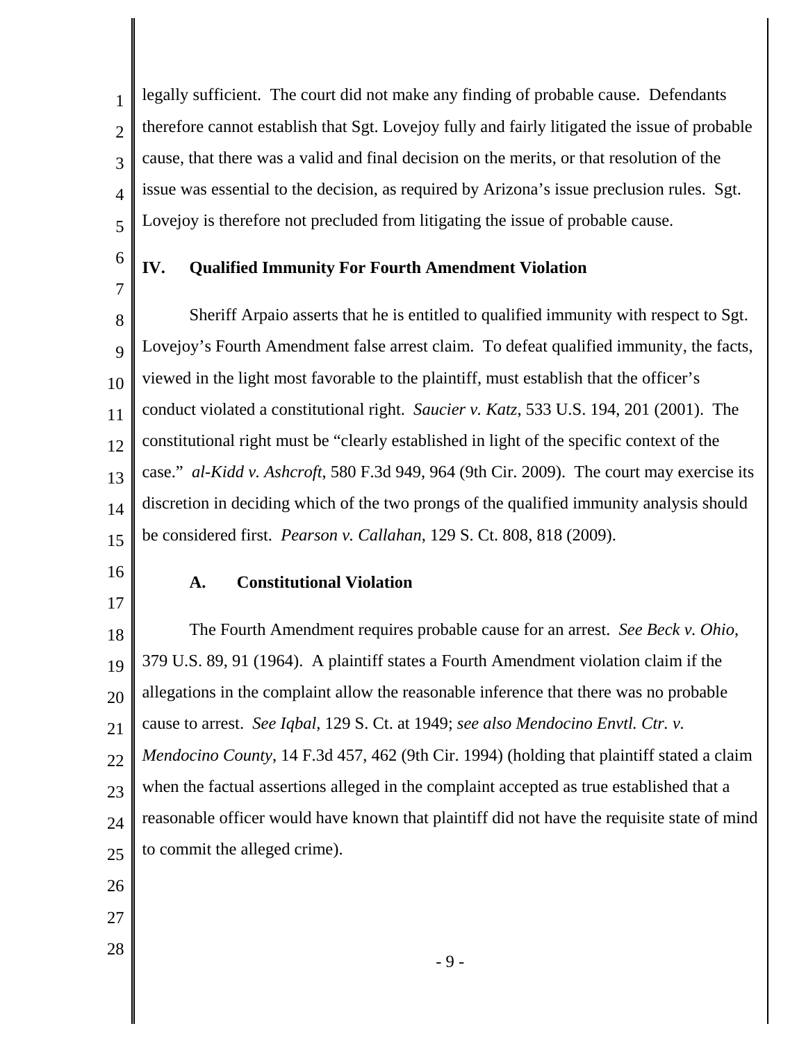legally sufficient. The court did not make any finding of probable cause. Defendants therefore cannot establish that Sgt. Lovejoy fully and fairly litigated the issue of probable cause, that there was a valid and final decision on the merits, or that resolution of the issue was essential to the decision, as required by Arizona's issue preclusion rules. Sgt. Lovejoy is therefore not precluded from litigating the issue of probable cause.

## IV. Qualified Immunity For Fourth Amendment Violation

Sheriff Arpaio asserts that he is entitled to qualified immunity with respect to Sgt. Lovejoy's Fourth Amendment false arrest claim. To defeat qualified immunity, the facts, viewed in the light most favorable to the plaintiff, must establish that the officer's conduct violated a constitutional right. *Saucier v. Katz*, 533 U.S. 194, 201 (2001). The constitutional right must be "clearly established in light of the specific context of the case." *al-Kidd v. Ashcroft*, 580 F.3d 949, 964 (9th Cir. 2009). The court may exercise its discretion in deciding which of the two prongs of the qualified immunity analysis should be considered first. *Pearson v. Callahan*, 129 S. Ct. 808, 818 (2009).

### A. Constitutional Violation

The Fourth Amendment requires probable cause for an arrest. *See Beck v. Ohio*, 379 U.S. 89, 91 (1964). A plaintiff states a Fourth Amendment violation claim if the allegations in the complaint allow the reasonable inference that there was no probable cause to arrest. *See Iqbal*, 129 S. Ct. at 1949; *see also Mendocino Envtl. Ctr. v. Mendocino County*, 14 F.3d 457, 462 (9th Cir. 1994) (holding that plaintiff stated a claim when the factual assertions alleged in the complaint accepted as true established that a reasonable officer would have known that plaintiff did not have the requisite state of mind to commit the alleged crime).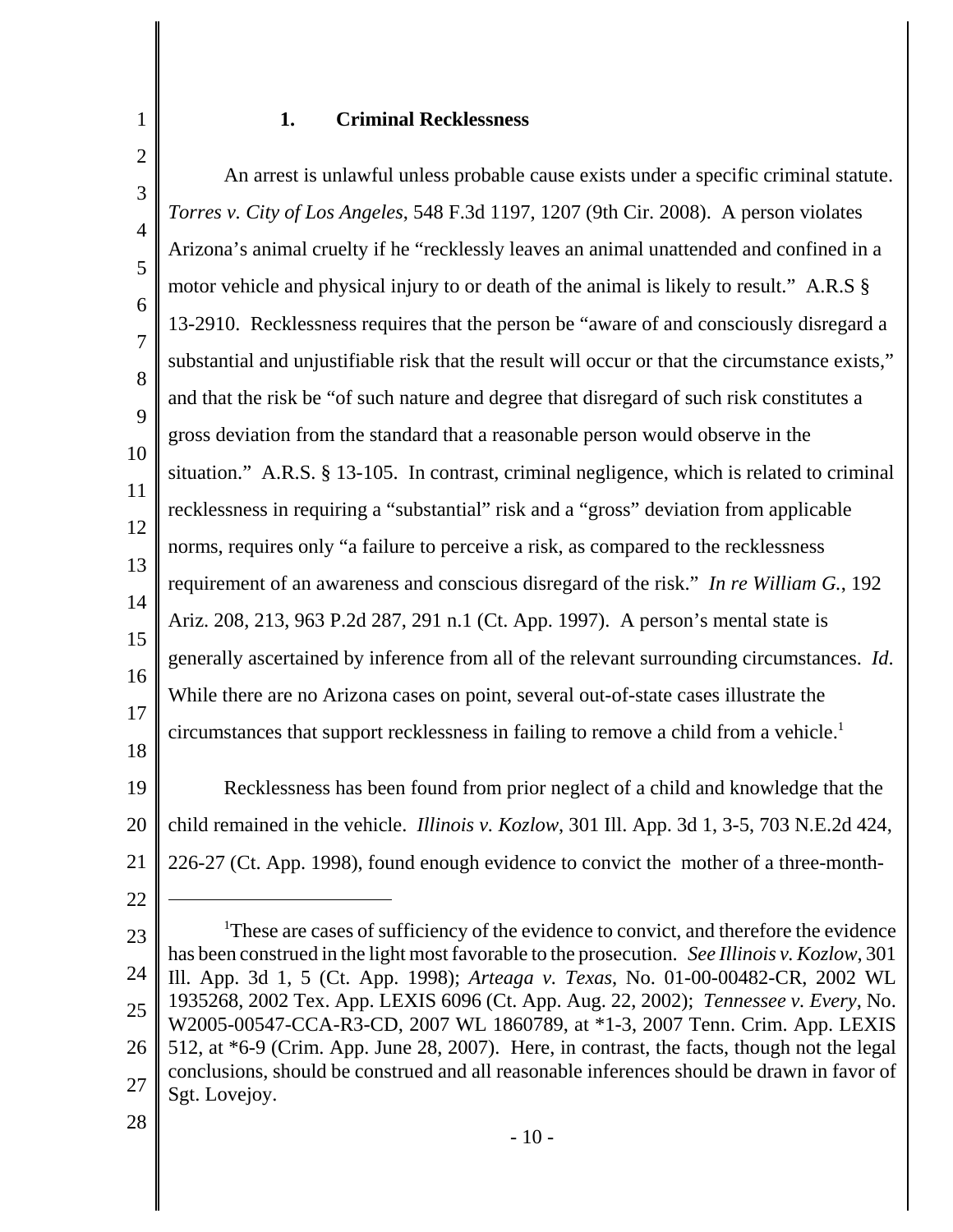### 1. Criminal Recklessness

An arrest is unlawful unless probable cause exists under a specific criminal statute. *Torres v. City of Los Angeles*, 548 F.3d 1197, 1207 (9th Cir. 2008). A person violates Arizona's animal cruelty if he "recklessly leaves an animal unattended and confined in a motor vehicle and physical injury to or death of the animal is likely to result." A.R.S § 13-2910. Recklessness requires that the person be "aware of and consciously disregard a substantial and unjustifiable risk that the result will occur or that the circumstance exists," and that the risk be "of such nature and degree that disregard of such risk constitutes a gross deviation from the standard that a reasonable person would observe in the situation." A.R.S. § 13-105. In contrast, criminal negligence, which is related to criminal recklessness in requiring a "substantial" risk and a "gross" deviation from applicable norms, requires only "a failure to perceive a risk, as compared to the recklessness requirement of an awareness and conscious disregard of the risk." *In re William G.*, 192 Ariz. 208, 213, 963 P.2d 287, 291 n.1 (Ct. App. 1997). A person's mental state is generally ascertained by inference from all of the relevant surrounding circumstances. *Id*. While there are no Arizona cases on point, several out-of-state cases illustrate the circumstances that support recklessness in failing to remove a child from a vehicle.[1]

Recklessness has been found from prior neglect of a child and knowledge that the child remained in the vehicle. *Illinois v. Kozlow*, 301 Ill. App. 3d 1, 3-5, 703 N.E.2d 424, 226-27 (Ct. App. 1998), found enough evidence to convict the mother of a three-month-

---

[1]These are cases of sufficiency of the evidence to convict, and therefore the evidence has been construed in the light most favorable to the prosecution. *See Illinois v. Kozlow*, 301 Ill. App. 3d 1, 5 (Ct. App. 1998); *Arteaga v. Texas*, No. 01-00-00482-CR, 2002 WL 1935268, 2002 Tex. App. LEXIS 6096 (Ct. App. Aug. 22, 2002); *Tennessee v. Every*, No. W2005-00547-CCA-R3-CD, 2007 WL 1860789, at *1-3, 2007 Tenn. Crim. App. LEXIS 512, at *6-9 (Crim. App. June 28, 2007). Here, in contrast, the facts, though not the legal conclusions, should be construed and all reasonable inferences should be drawn in favor of Sgt. Lovejoy.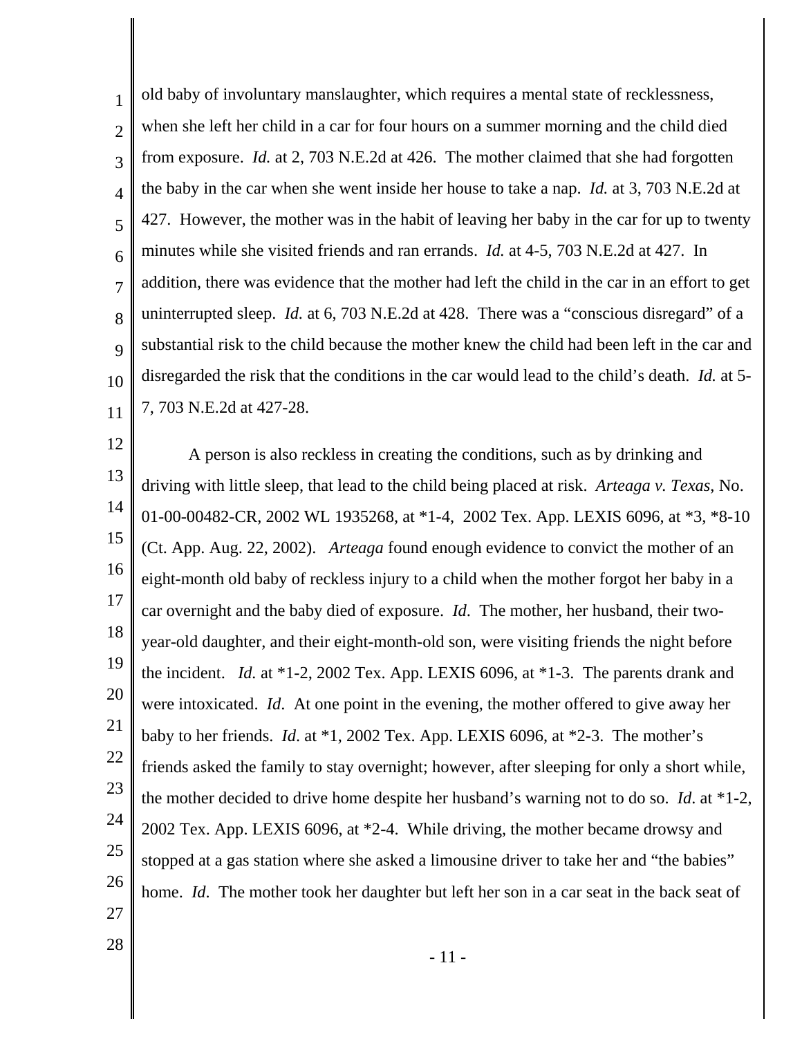old baby of involuntary manslaughter, which requires a mental state of recklessness, when she left her child in a car for four hours on a summer morning and the child died from exposure. *Id.* at 2, 703 N.E.2d at 426. The mother claimed that she had forgotten the baby in the car when she went inside her house to take a nap. *Id.* at 3, 703 N.E.2d at 427. However, the mother was in the habit of leaving her baby in the car for up to twenty minutes while she visited friends and ran errands. *Id.* at 4-5, 703 N.E.2d at 427. In addition, there was evidence that the mother had left the child in the car in an effort to get uninterrupted sleep. *Id.* at 6, 703 N.E.2d at 428. There was a "conscious disregard" of a substantial risk to the child because the mother knew the child had been left in the car and disregarded the risk that the conditions in the car would lead to the child's death. *Id.* at 5-7, 703 N.E.2d at 427-28.

A person is also reckless in creating the conditions, such as by drinking and driving with little sleep, that lead to the child being placed at risk. *Arteaga v. Texas*, No. 01-00-00482-CR, 2002 WL 1935268, at *1-4, 2002 Tex. App. LEXIS 6096, at *3, *8-10 (Ct. App. Aug. 22, 2002). *Arteaga* found enough evidence to convict the mother of an eight-month old baby of reckless injury to a child when the mother forgot her baby in a car overnight and the baby died of exposure. *Id*. The mother, her husband, their two-year-old daughter, and their eight-month-old son, were visiting friends the night before the incident. *Id.* at *1-2, 2002 Tex. App. LEXIS 6096, at *1-3. The parents drank and were intoxicated. *Id*. At one point in the evening, the mother offered to give away her baby to her friends. *Id*. at *1, 2002 Tex. App. LEXIS 6096, at *2-3. The mother's friends asked the family to stay overnight; however, after sleeping for only a short while, the mother decided to drive home despite her husband's warning not to do so. *Id*. at *1-2, 2002 Tex. App. LEXIS 6096, at *2-4. While driving, the mother became drowsy and stopped at a gas station where she asked a limousine driver to take her and "the babies" home. *Id*. The mother took her daughter but left her son in a car seat in the back seat of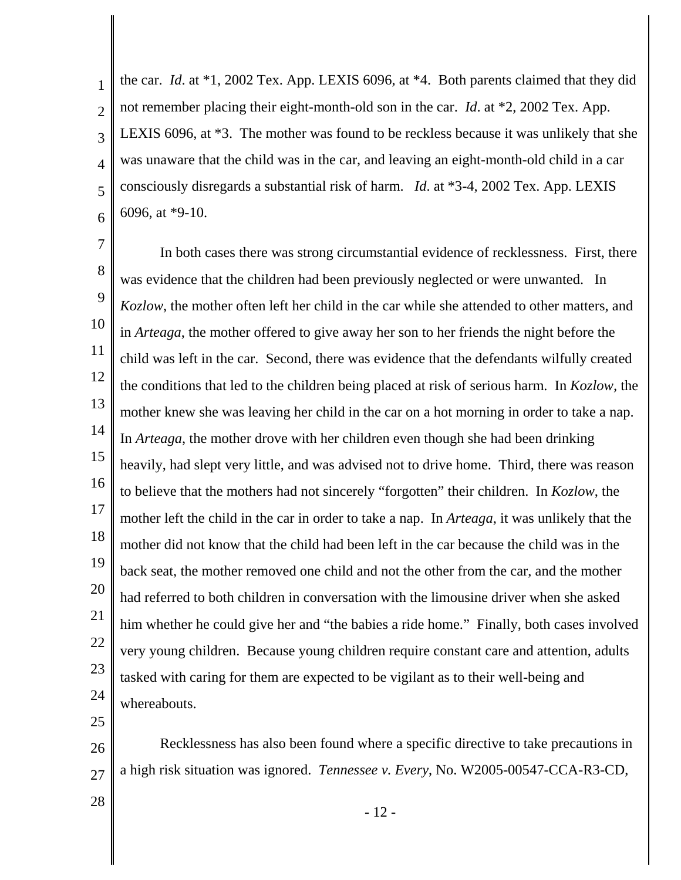the car. *Id*. at *1, 2002 Tex. App. LEXIS 6096, at *4. Both parents claimed that they did not remember placing their eight-month-old son in the car. *Id*. at *2, 2002 Tex. App. LEXIS 6096, at *3. The mother was found to be reckless because it was unlikely that she was unaware that the child was in the car, and leaving an eight-month-old child in a car consciously disregards a substantial risk of harm. *Id*. at *3-4, 2002 Tex. App. LEXIS 6096, at *9-10.

In both cases there was strong circumstantial evidence of recklessness. First, there was evidence that the children had been previously neglected or were unwanted. In *Kozlow*, the mother often left her child in the car while she attended to other matters, and in *Arteaga*, the mother offered to give away her son to her friends the night before the child was left in the car. Second, there was evidence that the defendants wilfully created the conditions that led to the children being placed at risk of serious harm. In *Kozlow*, the mother knew she was leaving her child in the car on a hot morning in order to take a nap. In *Arteaga*, the mother drove with her children even though she had been drinking heavily, had slept very little, and was advised not to drive home. Third, there was reason to believe that the mothers had not sincerely "forgotten" their children. In *Kozlow*, the mother left the child in the car in order to take a nap. In *Arteaga*, it was unlikely that the mother did not know that the child had been left in the car because the child was in the back seat, the mother removed one child and not the other from the car, and the mother had referred to both children in conversation with the limousine driver when she asked him whether he could give her and "the babies a ride home." Finally, both cases involved very young children. Because young children require constant care and attention, adults tasked with caring for them are expected to be vigilant as to their well-being and whereabouts.

Recklessness has also been found where a specific directive to take precautions in a high risk situation was ignored. *Tennessee v. Every*, No. W2005-00547-CCA-R3-CD,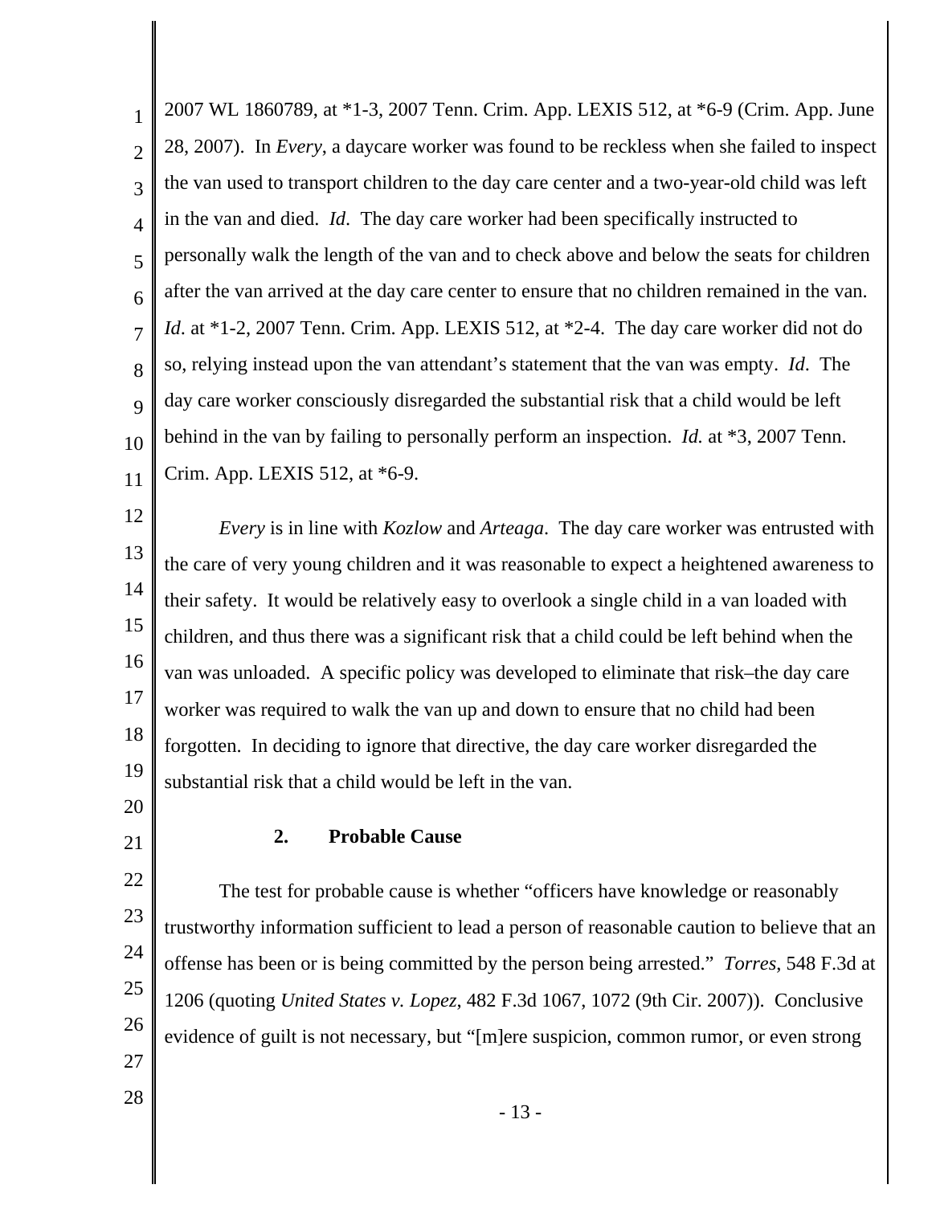2007 WL 1860789, at *1-3, 2007 Tenn. Crim. App. LEXIS 512, at *6-9 (Crim. App. June 28, 2007). In *Every*, a daycare worker was found to be reckless when she failed to inspect the van used to transport children to the day care center and a two-year-old child was left in the van and died. *Id*. The day care worker had been specifically instructed to personally walk the length of the van and to check above and below the seats for children after the van arrived at the day care center to ensure that no children remained in the van. *Id*. at *1-2, 2007 Tenn. Crim. App. LEXIS 512, at *2-4. The day care worker did not do so, relying instead upon the van attendant's statement that the van was empty. *Id*. The day care worker consciously disregarded the substantial risk that a child would be left behind in the van by failing to personally perform an inspection. *Id.* at *3, 2007 Tenn. Crim. App. LEXIS 512, at *6-9.

*Every* is in line with *Kozlow* and *Arteaga*. The day care worker was entrusted with the care of very young children and it was reasonable to expect a heightened awareness to their safety. It would be relatively easy to overlook a single child in a van loaded with children, and thus there was a significant risk that a child could be left behind when the van was unloaded. A specific policy was developed to eliminate that risk–the day care worker was required to walk the van up and down to ensure that no child had been forgotten. In deciding to ignore that directive, the day care worker disregarded the substantial risk that a child would be left in the van.

### 2. Probable Cause

The test for probable cause is whether "officers have knowledge or reasonably trustworthy information sufficient to lead a person of reasonable caution to believe that an offense has been or is being committed by the person being arrested." *Torres*, 548 F.3d at 1206 (quoting *United States v. Lopez*, 482 F.3d 1067, 1072 (9th Cir. 2007)). Conclusive evidence of guilt is not necessary, but "[m]ere suspicion, common rumor, or even strong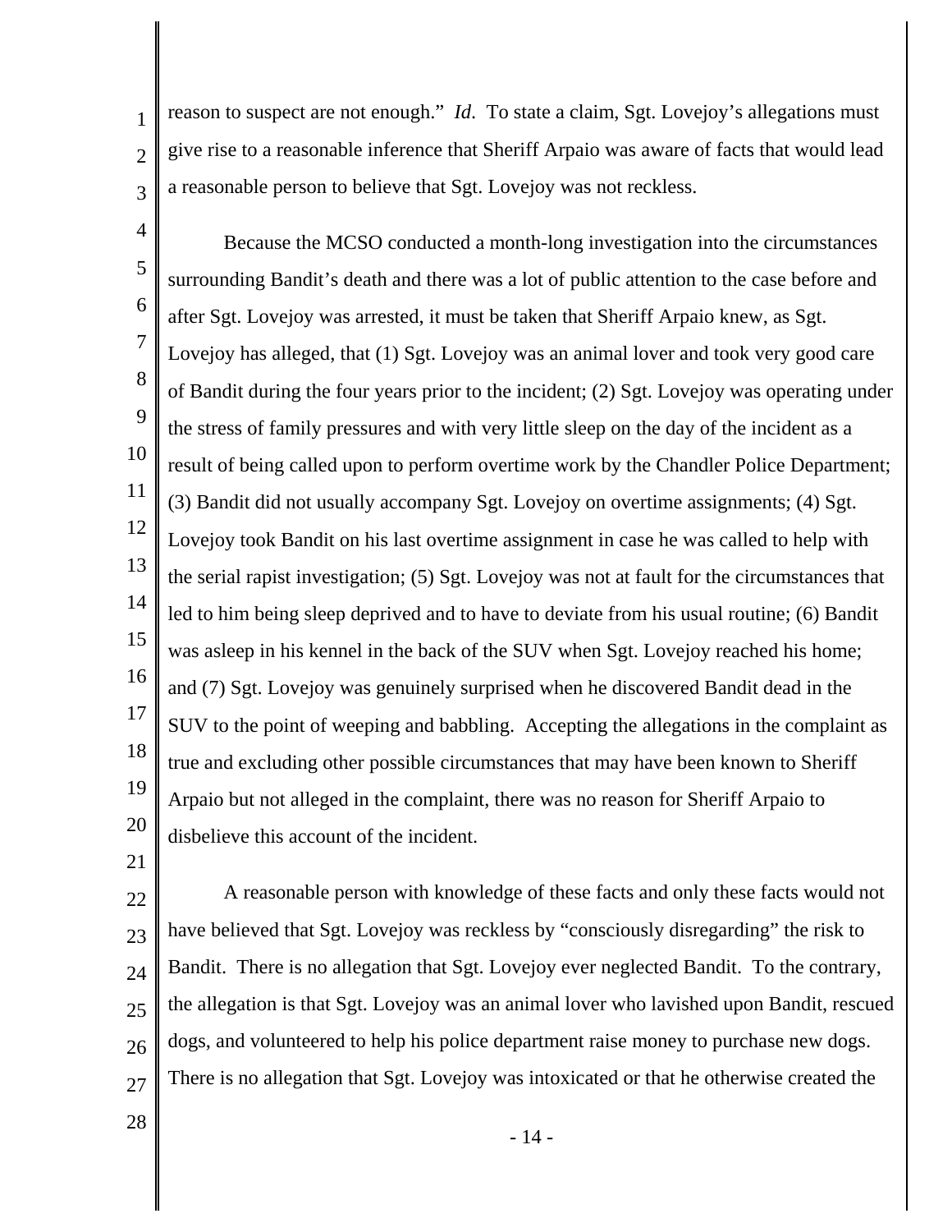reason to suspect are not enough." *Id*. To state a claim, Sgt. Lovejoy's allegations must give rise to a reasonable inference that Sheriff Arpaio was aware of facts that would lead a reasonable person to believe that Sgt. Lovejoy was not reckless.

Because the MCSO conducted a month-long investigation into the circumstances surrounding Bandit's death and there was a lot of public attention to the case before and after Sgt. Lovejoy was arrested, it must be taken that Sheriff Arpaio knew, as Sgt. Lovejoy has alleged, that (1) Sgt. Lovejoy was an animal lover and took very good care of Bandit during the four years prior to the incident; (2) Sgt. Lovejoy was operating under the stress of family pressures and with very little sleep on the day of the incident as a result of being called upon to perform overtime work by the Chandler Police Department; (3) Bandit did not usually accompany Sgt. Lovejoy on overtime assignments; (4) Sgt. Lovejoy took Bandit on his last overtime assignment in case he was called to help with the serial rapist investigation; (5) Sgt. Lovejoy was not at fault for the circumstances that led to him being sleep deprived and to have to deviate from his usual routine; (6) Bandit was asleep in his kennel in the back of the SUV when Sgt. Lovejoy reached his home; and (7) Sgt. Lovejoy was genuinely surprised when he discovered Bandit dead in the SUV to the point of weeping and babbling. Accepting the allegations in the complaint as true and excluding other possible circumstances that may have been known to Sheriff Arpaio but not alleged in the complaint, there was no reason for Sheriff Arpaio to disbelieve this account of the incident.

A reasonable person with knowledge of these facts and only these facts would not have believed that Sgt. Lovejoy was reckless by "consciously disregarding" the risk to Bandit. There is no allegation that Sgt. Lovejoy ever neglected Bandit. To the contrary, the allegation is that Sgt. Lovejoy was an animal lover who lavished upon Bandit, rescued dogs, and volunteered to help his police department raise money to purchase new dogs. There is no allegation that Sgt. Lovejoy was intoxicated or that he otherwise created the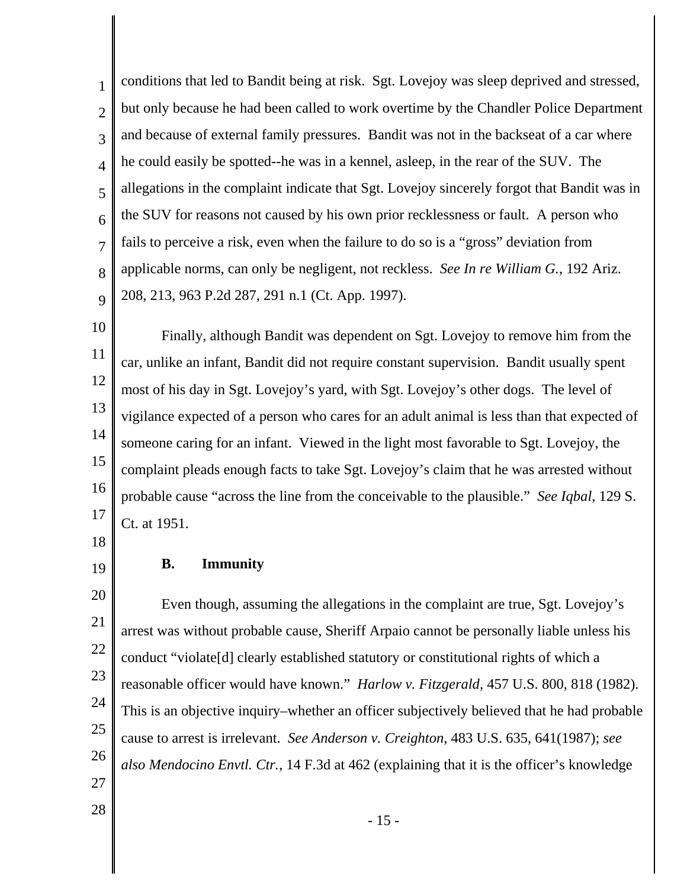conditions that led to Bandit being at risk. Sgt. Lovejoy was sleep deprived and stressed, but only because he had been called to work overtime by the Chandler Police Department and because of external family pressures. Bandit was not in the backseat of a car where he could easily be spotted--he was in a kennel, asleep, in the rear of the SUV. The allegations in the complaint indicate that Sgt. Lovejoy sincerely forgot that Bandit was in the SUV for reasons not caused by his own prior recklessness or fault. A person who fails to perceive a risk, even when the failure to do so is a "gross" deviation from applicable norms, can only be negligent, not reckless. *See In re William G.*, 192 Ariz. 208, 213, 963 P.2d 287, 291 n.1 (Ct. App. 1997).

Finally, although Bandit was dependent on Sgt. Lovejoy to remove him from the car, unlike an infant, Bandit did not require constant supervision. Bandit usually spent most of his day in Sgt. Lovejoy's yard, with Sgt. Lovejoy's other dogs. The level of vigilance expected of a person who cares for an adult animal is less than that expected of someone caring for an infant. Viewed in the light most favorable to Sgt. Lovejoy, the complaint pleads enough facts to take Sgt. Lovejoy's claim that he was arrested without probable cause "across the line from the conceivable to the plausible." *See Iqbal*, 129 S. Ct. at 1951.

### B. Immunity

Even though, assuming the allegations in the complaint are true, Sgt. Lovejoy's arrest was without probable cause, Sheriff Arpaio cannot be personally liable unless his conduct "violate[d] clearly established statutory or constitutional rights of which a reasonable officer would have known." *Harlow v. Fitzgerald*, 457 U.S. 800, 818 (1982). This is an objective inquiry–whether an officer subjectively believed that he had probable cause to arrest is irrelevant. *See Anderson v. Creighton*, 483 U.S. 635, 641(1987); *see also Mendocino Envtl. Ctr.*, 14 F.3d at 462 (explaining that it is the officer's knowledge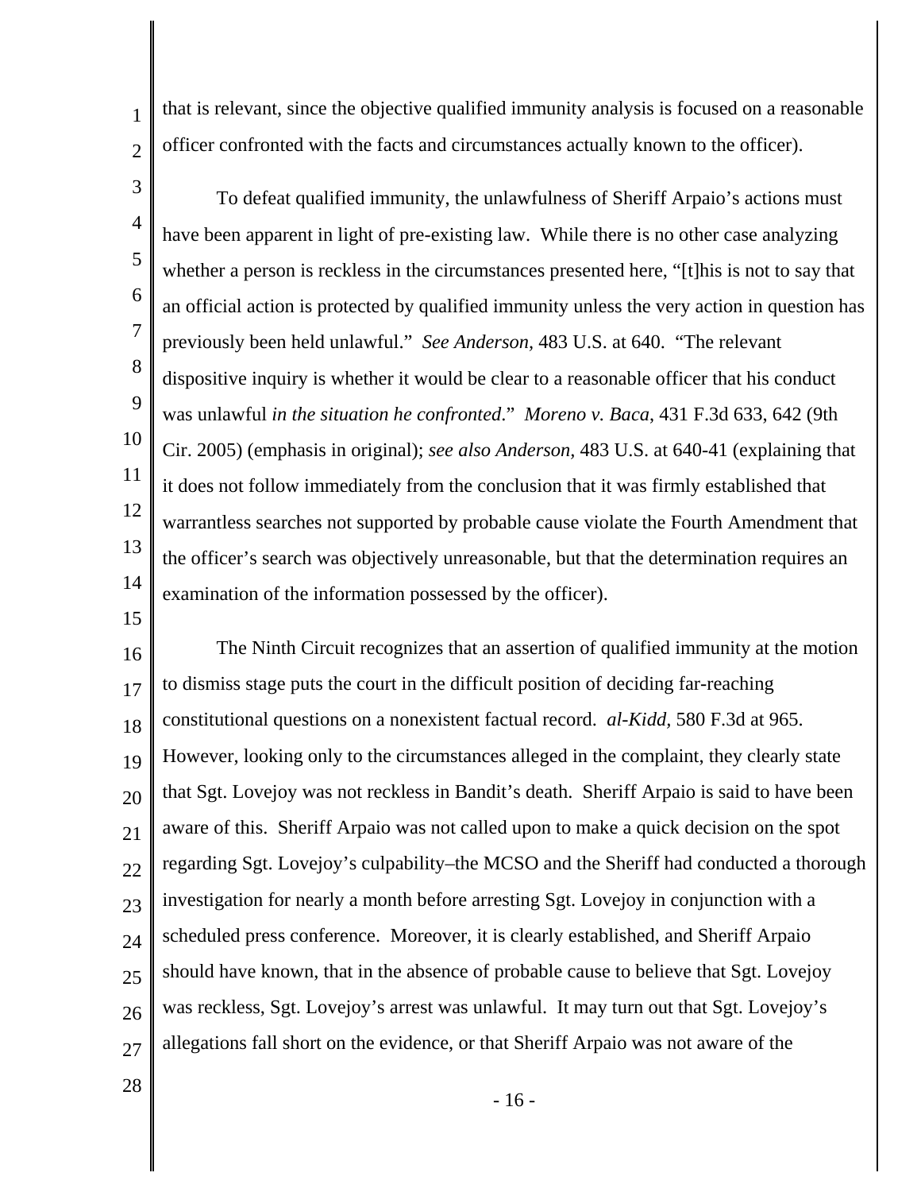that is relevant, since the objective qualified immunity analysis is focused on a reasonable officer confronted with the facts and circumstances actually known to the officer).

To defeat qualified immunity, the unlawfulness of Sheriff Arpaio's actions must have been apparent in light of pre-existing law. While there is no other case analyzing whether a person is reckless in the circumstances presented here, "[t]his is not to say that an official action is protected by qualified immunity unless the very action in question has previously been held unlawful." *See Anderson*, 483 U.S. at 640. "The relevant dispositive inquiry is whether it would be clear to a reasonable officer that his conduct was unlawful *in the situation he confronted*." *Moreno v. Baca*, 431 F.3d 633, 642 (9th Cir. 2005) (emphasis in original); *see also Anderson,* 483 U.S. at 640-41 (explaining that it does not follow immediately from the conclusion that it was firmly established that warrantless searches not supported by probable cause violate the Fourth Amendment that the officer's search was objectively unreasonable, but that the determination requires an examination of the information possessed by the officer).

The Ninth Circuit recognizes that an assertion of qualified immunity at the motion to dismiss stage puts the court in the difficult position of deciding far-reaching constitutional questions on a nonexistent factual record. *al-Kidd,* 580 F.3d at 965. However, looking only to the circumstances alleged in the complaint, they clearly state that Sgt. Lovejoy was not reckless in Bandit's death. Sheriff Arpaio is said to have been aware of this. Sheriff Arpaio was not called upon to make a quick decision on the spot regarding Sgt. Lovejoy's culpability–the MCSO and the Sheriff had conducted a thorough investigation for nearly a month before arresting Sgt. Lovejoy in conjunction with a scheduled press conference. Moreover, it is clearly established, and Sheriff Arpaio should have known, that in the absence of probable cause to believe that Sgt. Lovejoy was reckless, Sgt. Lovejoy's arrest was unlawful. It may turn out that Sgt. Lovejoy's allegations fall short on the evidence, or that Sheriff Arpaio was not aware of the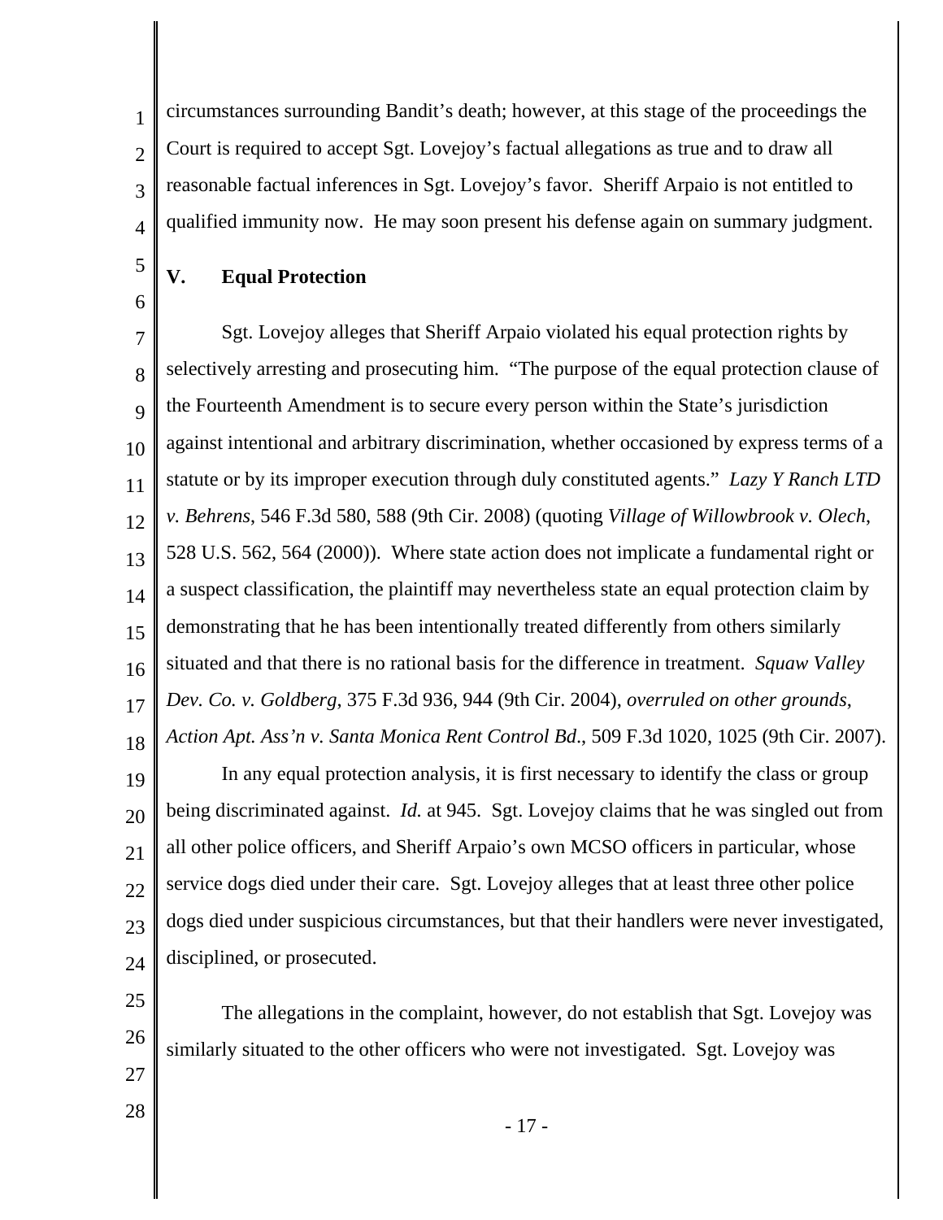circumstances surrounding Bandit's death; however, at this stage of the proceedings the Court is required to accept Sgt. Lovejoy's factual allegations as true and to draw all reasonable factual inferences in Sgt. Lovejoy's favor. Sheriff Arpaio is not entitled to qualified immunity now. He may soon present his defense again on summary judgment.

## V. Equal Protection

Sgt. Lovejoy alleges that Sheriff Arpaio violated his equal protection rights by selectively arresting and prosecuting him. "The purpose of the equal protection clause of the Fourteenth Amendment is to secure every person within the State's jurisdiction against intentional and arbitrary discrimination, whether occasioned by express terms of a statute or by its improper execution through duly constituted agents." *Lazy Y Ranch LTD v. Behrens*, 546 F.3d 580, 588 (9th Cir. 2008) (quoting *Village of Willowbrook v. Olech*, 528 U.S. 562, 564 (2000)). Where state action does not implicate a fundamental right or a suspect classification, the plaintiff may nevertheless state an equal protection claim by demonstrating that he has been intentionally treated differently from others similarly situated and that there is no rational basis for the difference in treatment. *Squaw Valley Dev. Co. v. Goldberg*, 375 F.3d 936, 944 (9th Cir. 2004), *overruled on other grounds*, *Action Apt. Ass'n v. Santa Monica Rent Control Bd*., 509 F.3d 1020, 1025 (9th Cir. 2007).

In any equal protection analysis, it is first necessary to identify the class or group being discriminated against. *Id.* at 945. Sgt. Lovejoy claims that he was singled out from all other police officers, and Sheriff Arpaio's own MCSO officers in particular, whose service dogs died under their care. Sgt. Lovejoy alleges that at least three other police dogs died under suspicious circumstances, but that their handlers were never investigated, disciplined, or prosecuted.

The allegations in the complaint, however, do not establish that Sgt. Lovejoy was similarly situated to the other officers who were not investigated. Sgt. Lovejoy was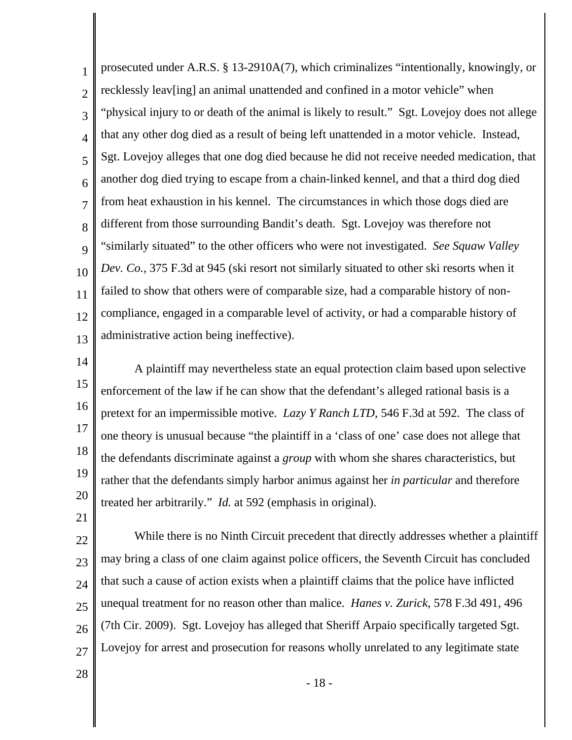prosecuted under A.R.S. § 13-2910A(7), which criminalizes "intentionally, knowingly, or recklessly leav[ing] an animal unattended and confined in a motor vehicle" when "physical injury to or death of the animal is likely to result." Sgt. Lovejoy does not allege that any other dog died as a result of being left unattended in a motor vehicle. Instead, Sgt. Lovejoy alleges that one dog died because he did not receive needed medication, that another dog died trying to escape from a chain-linked kennel, and that a third dog died from heat exhaustion in his kennel. The circumstances in which those dogs died are different from those surrounding Bandit's death. Sgt. Lovejoy was therefore not "similarly situated" to the other officers who were not investigated. *See Squaw Valley Dev. Co.*, 375 F.3d at 945 (ski resort not similarly situated to other ski resorts when it failed to show that others were of comparable size, had a comparable history of non-compliance, engaged in a comparable level of activity, or had a comparable history of administrative action being ineffective).

A plaintiff may nevertheless state an equal protection claim based upon selective enforcement of the law if he can show that the defendant's alleged rational basis is a pretext for an impermissible motive. *Lazy Y Ranch LTD*, 546 F.3d at 592. The class of one theory is unusual because "the plaintiff in a 'class of one' case does not allege that the defendants discriminate against a *group* with whom she shares characteristics, but rather that the defendants simply harbor animus against her *in particular* and therefore treated her arbitrarily." *Id.* at 592 (emphasis in original).

While there is no Ninth Circuit precedent that directly addresses whether a plaintiff may bring a class of one claim against police officers, the Seventh Circuit has concluded that such a cause of action exists when a plaintiff claims that the police have inflicted unequal treatment for no reason other than malice. *Hanes v. Zurick*, 578 F.3d 491, 496 (7th Cir. 2009). Sgt. Lovejoy has alleged that Sheriff Arpaio specifically targeted Sgt. Lovejoy for arrest and prosecution for reasons wholly unrelated to any legitimate state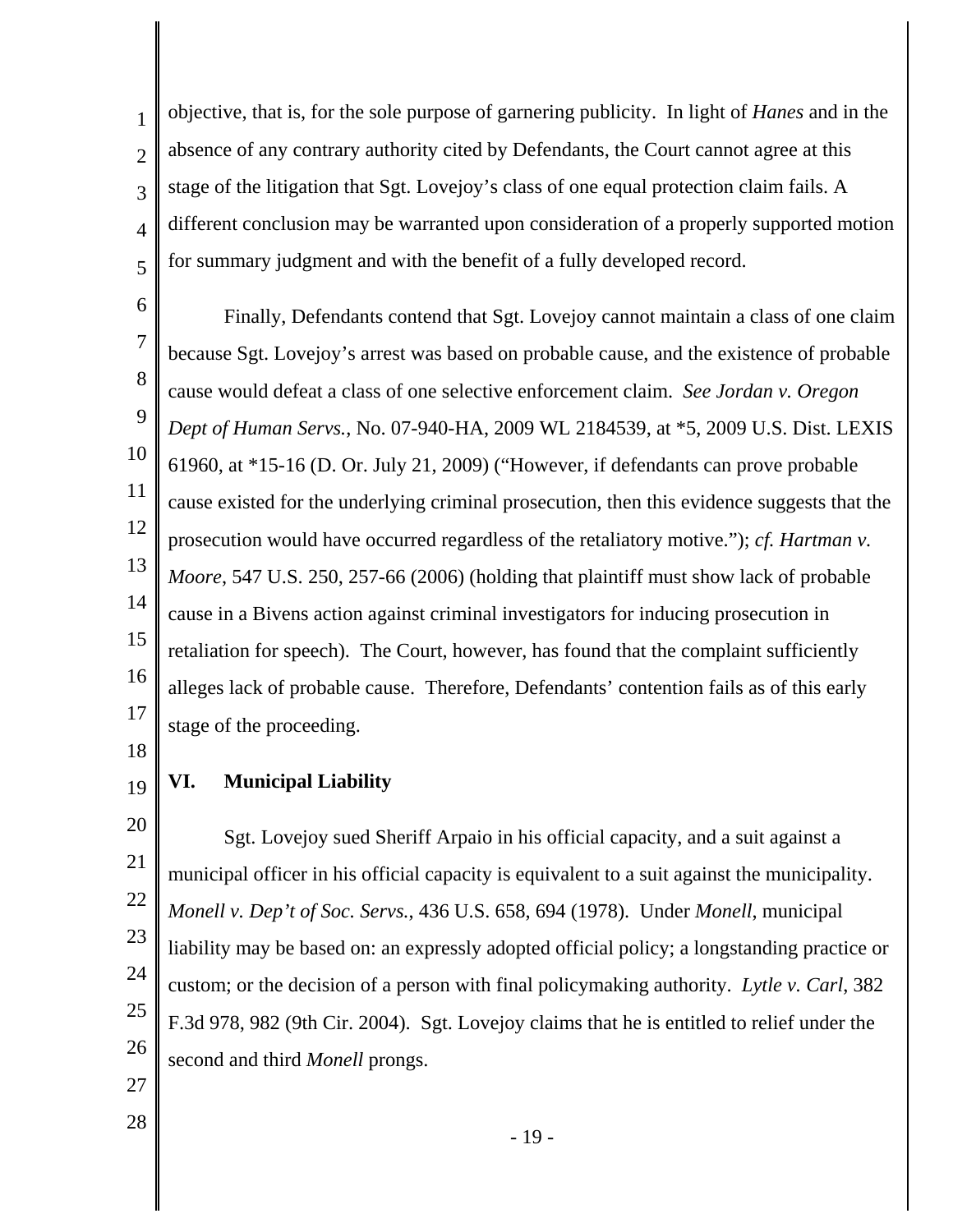objective, that is, for the sole purpose of garnering publicity. In light of *Hanes* and in the absence of any contrary authority cited by Defendants, the Court cannot agree at this stage of the litigation that Sgt. Lovejoy's class of one equal protection claim fails. A different conclusion may be warranted upon consideration of a properly supported motion for summary judgment and with the benefit of a fully developed record.

Finally, Defendants contend that Sgt. Lovejoy cannot maintain a class of one claim because Sgt. Lovejoy's arrest was based on probable cause, and the existence of probable cause would defeat a class of one selective enforcement claim. *See Jordan v. Oregon Dept of Human Servs.*, No. 07-940-HA, 2009 WL 2184539, at *5, 2009 U.S. Dist. LEXIS 61960, at *15-16 (D. Or. July 21, 2009) ("However, if defendants can prove probable cause existed for the underlying criminal prosecution, then this evidence suggests that the prosecution would have occurred regardless of the retaliatory motive."); *cf. Hartman v. Moore*, 547 U.S. 250, 257-66 (2006) (holding that plaintiff must show lack of probable cause in a Bivens action against criminal investigators for inducing prosecution in retaliation for speech). The Court, however, has found that the complaint sufficiently alleges lack of probable cause. Therefore, Defendants' contention fails as of this early stage of the proceeding.

## VI. Municipal Liability

Sgt. Lovejoy sued Sheriff Arpaio in his official capacity, and a suit against a municipal officer in his official capacity is equivalent to a suit against the municipality. *Monell v. Dep't of Soc. Servs.*, 436 U.S. 658, 694 (1978). Under *Monell*, municipal liability may be based on: an expressly adopted official policy; a longstanding practice or custom; or the decision of a person with final policymaking authority. *Lytle v. Carl*, 382 F.3d 978, 982 (9th Cir. 2004). Sgt. Lovejoy claims that he is entitled to relief under the second and third *Monell* prongs.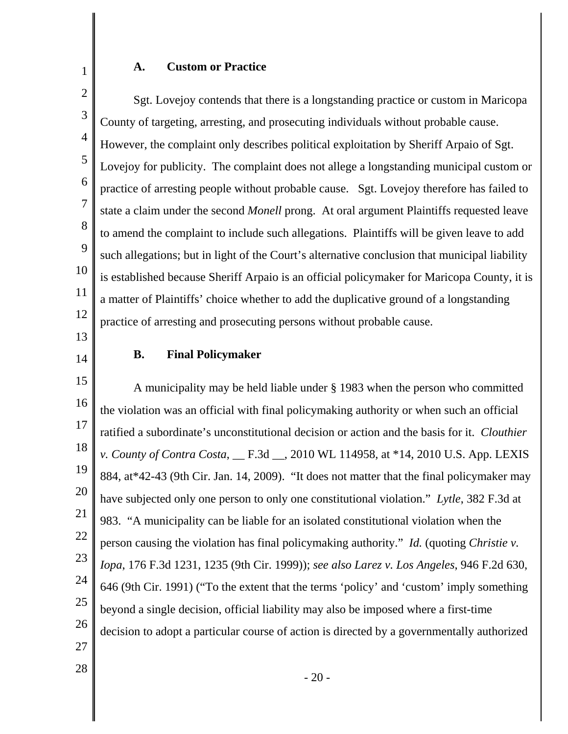### A. Custom or Practice

Sgt. Lovejoy contends that there is a longstanding practice or custom in Maricopa County of targeting, arresting, and prosecuting individuals without probable cause. However, the complaint only describes political exploitation by Sheriff Arpaio of Sgt. Lovejoy for publicity. The complaint does not allege a longstanding municipal custom or practice of arresting people without probable cause. Sgt. Lovejoy therefore has failed to state a claim under the second *Monell* prong. At oral argument Plaintiffs requested leave to amend the complaint to include such allegations. Plaintiffs will be given leave to add such allegations; but in light of the Court's alternative conclusion that municipal liability is established because Sheriff Arpaio is an official policymaker for Maricopa County, it is a matter of Plaintiffs' choice whether to add the duplicative ground of a longstanding practice of arresting and prosecuting persons without probable cause.

### B. Final Policymaker

A municipality may be held liable under § 1983 when the person who committed the violation was an official with final policymaking authority or when such an official ratified a subordinate's unconstitutional decision or action and the basis for it. *Clouthier v. County of Contra Costa*, __ F.3d __, 2010 WL 114958, at *14, 2010 U.S. App. LEXIS 884, at*42-43 (9th Cir. Jan. 14, 2009). "It does not matter that the final policymaker may have subjected only one person to only one constitutional violation." *Lytle*, 382 F.3d at 983. "A municipality can be liable for an isolated constitutional violation when the person causing the violation has final policymaking authority." *Id.* (quoting *Christie v. Iopa*, 176 F.3d 1231, 1235 (9th Cir. 1999)); *see also Larez v. Los Angeles*, 946 F.2d 630, 646 (9th Cir. 1991) ("To the extent that the terms 'policy' and 'custom' imply something beyond a single decision, official liability may also be imposed where a first-time decision to adopt a particular course of action is directed by a governmentally authorized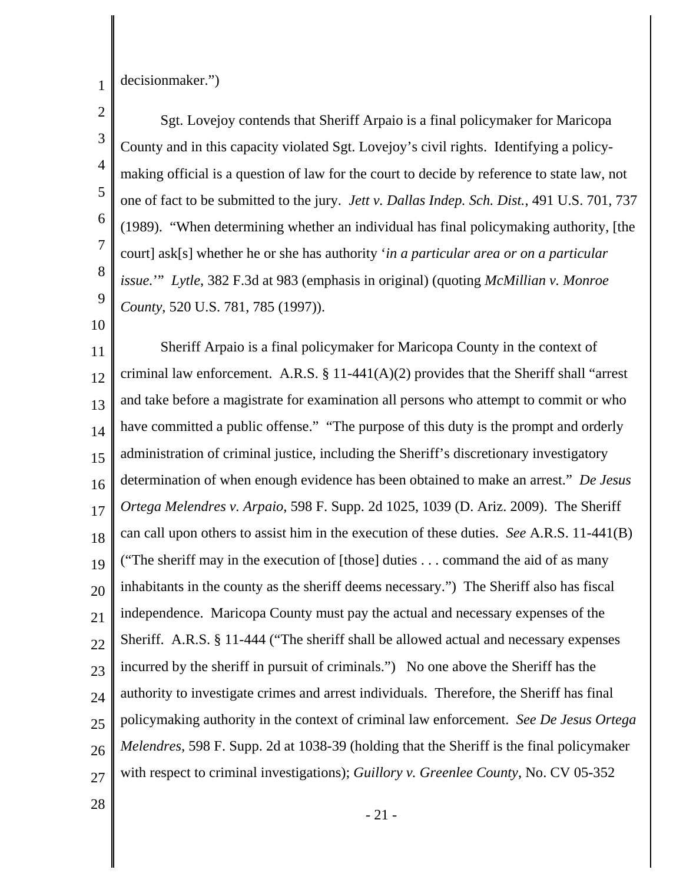decisionmaker.")

Sgt. Lovejoy contends that Sheriff Arpaio is a final policymaker for Maricopa County and in this capacity violated Sgt. Lovejoy's civil rights. Identifying a policy-making official is a question of law for the court to decide by reference to state law, not one of fact to be submitted to the jury. *Jett v. Dallas Indep. Sch. Dist.*, 491 U.S. 701, 737 (1989). "When determining whether an individual has final policymaking authority, [the court] ask[s] whether he or she has authority '*in a particular area or on a particular issue.*'" *Lytle*, 382 F.3d at 983 (emphasis in original) (quoting *McMillian v. Monroe County*, 520 U.S. 781, 785 (1997)).

Sheriff Arpaio is a final policymaker for Maricopa County in the context of criminal law enforcement. A.R.S. § 11-441(A)(2) provides that the Sheriff shall "arrest and take before a magistrate for examination all persons who attempt to commit or who have committed a public offense." "The purpose of this duty is the prompt and orderly administration of criminal justice, including the Sheriff's discretionary investigatory determination of when enough evidence has been obtained to make an arrest." *De Jesus Ortega Melendres v. Arpaio,* 598 F. Supp. 2d 1025, 1039 (D. Ariz. 2009). The Sheriff can call upon others to assist him in the execution of these duties. *See* A.R.S. 11-441(B) ("The sheriff may in the execution of [those] duties . . . command the aid of as many inhabitants in the county as the sheriff deems necessary.") The Sheriff also has fiscal independence. Maricopa County must pay the actual and necessary expenses of the Sheriff. A.R.S. § 11-444 ("The sheriff shall be allowed actual and necessary expenses incurred by the sheriff in pursuit of criminals.") No one above the Sheriff has the authority to investigate crimes and arrest individuals. Therefore, the Sheriff has final policymaking authority in the context of criminal law enforcement. *See De Jesus Ortega Melendres,* 598 F. Supp. 2d at 1038-39 (holding that the Sheriff is the final policymaker with respect to criminal investigations); *Guillory v. Greenlee County*, No. CV 05-352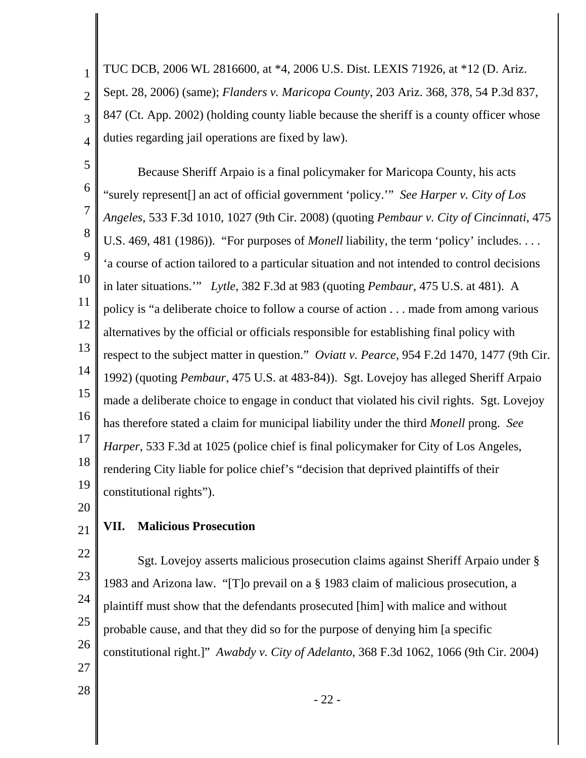TUC DCB, 2006 WL 2816600, at *4, 2006 U.S. Dist. LEXIS 71926, at *12 (D. Ariz. Sept. 28, 2006) (same); *Flanders v. Maricopa County*, 203 Ariz. 368, 378, 54 P.3d 837, 847 (Ct. App. 2002) (holding county liable because the sheriff is a county officer whose duties regarding jail operations are fixed by law).

Because Sheriff Arpaio is a final policymaker for Maricopa County, his acts "surely represent[] an act of official government 'policy.'" *See Harper v. City of Los Angeles*, 533 F.3d 1010, 1027 (9th Cir. 2008) (quoting *Pembaur v. City of Cincinnati*, 475 U.S. 469, 481 (1986)). "For purposes of *Monell* liability, the term 'policy' includes. . . . 'a course of action tailored to a particular situation and not intended to control decisions in later situations.'" *Lytle*, 382 F.3d at 983 (quoting *Pembaur*, 475 U.S. at 481). A policy is "a deliberate choice to follow a course of action . . . made from among various alternatives by the official or officials responsible for establishing final policy with respect to the subject matter in question." *Oviatt v. Pearce*, 954 F.2d 1470, 1477 (9th Cir. 1992) (quoting *Pembaur*, 475 U.S. at 483-84)). Sgt. Lovejoy has alleged Sheriff Arpaio made a deliberate choice to engage in conduct that violated his civil rights. Sgt. Lovejoy has therefore stated a claim for municipal liability under the third *Monell* prong. *See Harper*, 533 F.3d at 1025 (police chief is final policymaker for City of Los Angeles, rendering City liable for police chief's "decision that deprived plaintiffs of their constitutional rights").

## VII. Malicious Prosecution

Sgt. Lovejoy asserts malicious prosecution claims against Sheriff Arpaio under § 1983 and Arizona law. "[T]o prevail on a § 1983 claim of malicious prosecution, a plaintiff must show that the defendants prosecuted [him] with malice and without probable cause, and that they did so for the purpose of denying him [a specific constitutional right.]" *Awabdy v. City of Adelanto*, 368 F.3d 1062, 1066 (9th Cir. 2004)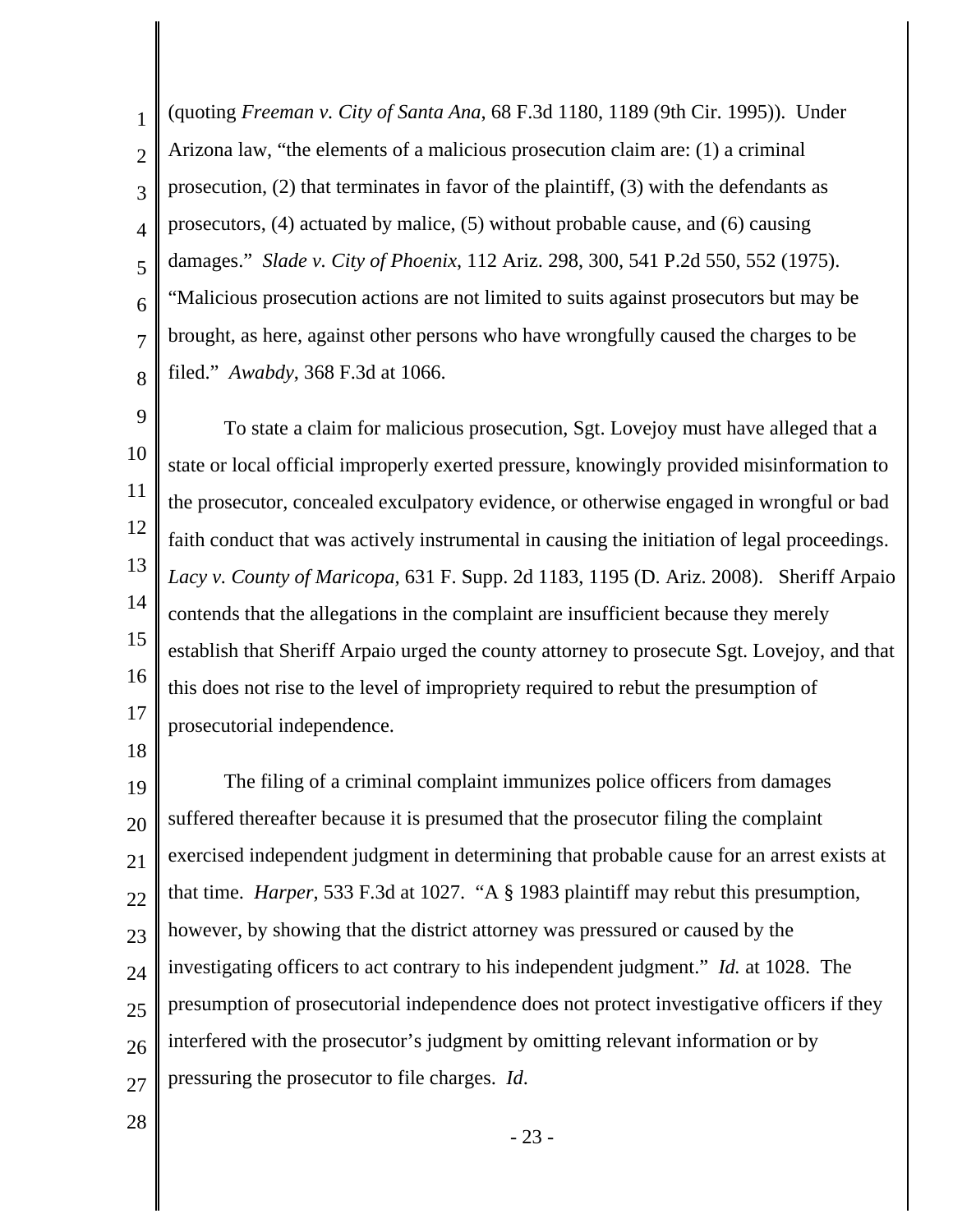(quoting *Freeman v. City of Santa Ana*, 68 F.3d 1180, 1189 (9th Cir. 1995)). Under Arizona law, "the elements of a malicious prosecution claim are: (1) a criminal prosecution, (2) that terminates in favor of the plaintiff, (3) with the defendants as prosecutors, (4) actuated by malice, (5) without probable cause, and (6) causing damages." *Slade v. City of Phoenix*, 112 Ariz. 298, 300, 541 P.2d 550, 552 (1975). "Malicious prosecution actions are not limited to suits against prosecutors but may be brought, as here, against other persons who have wrongfully caused the charges to be filed." *Awabdy*, 368 F.3d at 1066.

To state a claim for malicious prosecution, Sgt. Lovejoy must have alleged that a state or local official improperly exerted pressure, knowingly provided misinformation to the prosecutor, concealed exculpatory evidence, or otherwise engaged in wrongful or bad faith conduct that was actively instrumental in causing the initiation of legal proceedings. *Lacy v. County of Maricopa*, 631 F. Supp. 2d 1183, 1195 (D. Ariz. 2008). Sheriff Arpaio contends that the allegations in the complaint are insufficient because they merely establish that Sheriff Arpaio urged the county attorney to prosecute Sgt. Lovejoy, and that this does not rise to the level of impropriety required to rebut the presumption of prosecutorial independence.

The filing of a criminal complaint immunizes police officers from damages suffered thereafter because it is presumed that the prosecutor filing the complaint exercised independent judgment in determining that probable cause for an arrest exists at that time. *Harper*, 533 F.3d at 1027. "A § 1983 plaintiff may rebut this presumption, however, by showing that the district attorney was pressured or caused by the investigating officers to act contrary to his independent judgment." *Id.* at 1028. The presumption of prosecutorial independence does not protect investigative officers if they interfered with the prosecutor's judgment by omitting relevant information or by pressuring the prosecutor to file charges. *Id*.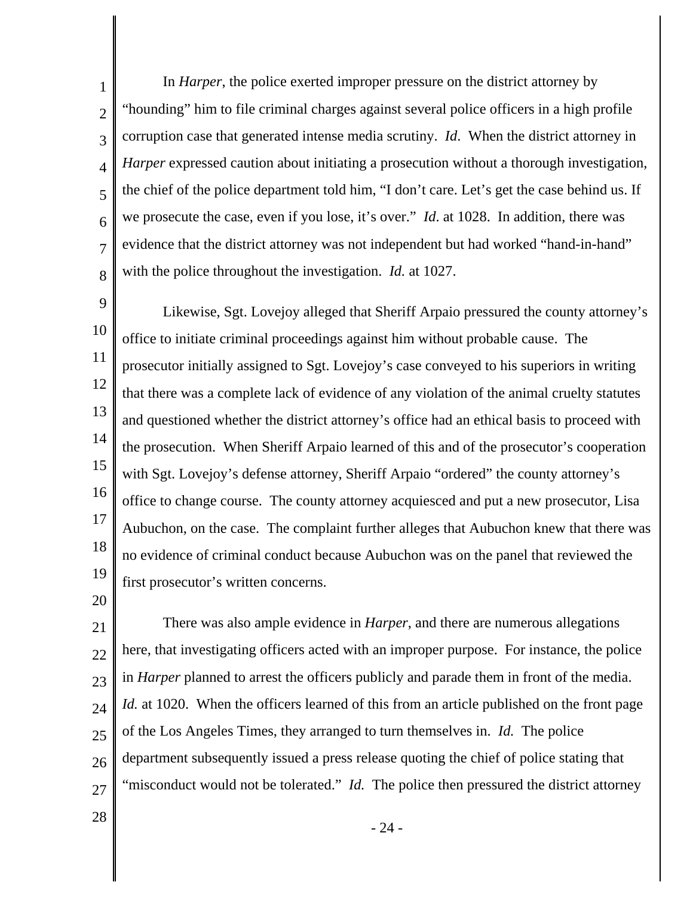In *Harper*, the police exerted improper pressure on the district attorney by "hounding" him to file criminal charges against several police officers in a high profile corruption case that generated intense media scrutiny. *Id*. When the district attorney in *Harper* expressed caution about initiating a prosecution without a thorough investigation, the chief of the police department told him, "I don't care. Let's get the case behind us. If we prosecute the case, even if you lose, it's over." *Id*. at 1028. In addition, there was evidence that the district attorney was not independent but had worked "hand-in-hand" with the police throughout the investigation. *Id.* at 1027.

Likewise, Sgt. Lovejoy alleged that Sheriff Arpaio pressured the county attorney's office to initiate criminal proceedings against him without probable cause. The prosecutor initially assigned to Sgt. Lovejoy's case conveyed to his superiors in writing that there was a complete lack of evidence of any violation of the animal cruelty statutes and questioned whether the district attorney's office had an ethical basis to proceed with the prosecution. When Sheriff Arpaio learned of this and of the prosecutor's cooperation with Sgt. Lovejoy's defense attorney, Sheriff Arpaio "ordered" the county attorney's office to change course. The county attorney acquiesced and put a new prosecutor, Lisa Aubuchon, on the case. The complaint further alleges that Aubuchon knew that there was no evidence of criminal conduct because Aubuchon was on the panel that reviewed the first prosecutor's written concerns.

There was also ample evidence in *Harper*, and there are numerous allegations here, that investigating officers acted with an improper purpose. For instance, the police in *Harper* planned to arrest the officers publicly and parade them in front of the media. *Id.* at 1020. When the officers learned of this from an article published on the front page of the Los Angeles Times, they arranged to turn themselves in. *Id.* The police department subsequently issued a press release quoting the chief of police stating that "misconduct would not be tolerated." *Id.* The police then pressured the district attorney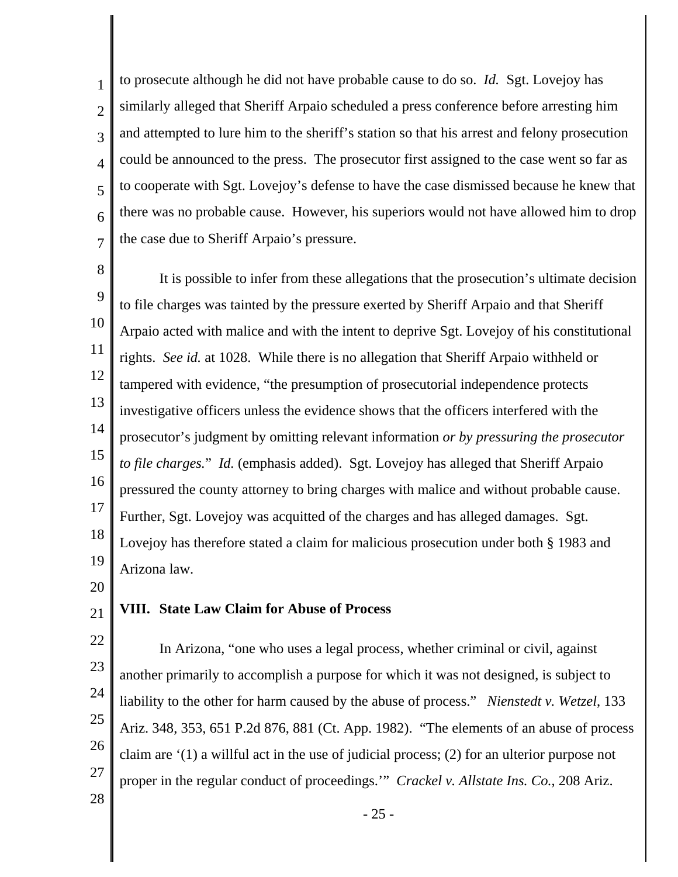to prosecute although he did not have probable cause to do so. *Id.* Sgt. Lovejoy has similarly alleged that Sheriff Arpaio scheduled a press conference before arresting him and attempted to lure him to the sheriff's station so that his arrest and felony prosecution could be announced to the press. The prosecutor first assigned to the case went so far as to cooperate with Sgt. Lovejoy's defense to have the case dismissed because he knew that there was no probable cause. However, his superiors would not have allowed him to drop the case due to Sheriff Arpaio's pressure.

It is possible to infer from these allegations that the prosecution's ultimate decision to file charges was tainted by the pressure exerted by Sheriff Arpaio and that Sheriff Arpaio acted with malice and with the intent to deprive Sgt. Lovejoy of his constitutional rights. *See id.* at 1028. While there is no allegation that Sheriff Arpaio withheld or tampered with evidence, "the presumption of prosecutorial independence protects investigative officers unless the evidence shows that the officers interfered with the prosecutor's judgment by omitting relevant information *or by pressuring the prosecutor to file charges.*" *Id.* (emphasis added). Sgt. Lovejoy has alleged that Sheriff Arpaio pressured the county attorney to bring charges with malice and without probable cause. Further, Sgt. Lovejoy was acquitted of the charges and has alleged damages. Sgt. Lovejoy has therefore stated a claim for malicious prosecution under both § 1983 and Arizona law.

## VIII. State Law Claim for Abuse of Process

In Arizona, "one who uses a legal process, whether criminal or civil, against another primarily to accomplish a purpose for which it was not designed, is subject to liability to the other for harm caused by the abuse of process." *Nienstedt v. Wetzel*, 133 Ariz. 348, 353, 651 P.2d 876, 881 (Ct. App. 1982). "The elements of an abuse of process claim are '(1) a willful act in the use of judicial process; (2) for an ulterior purpose not proper in the regular conduct of proceedings.'" *Crackel v. Allstate Ins. Co.*, 208 Ariz.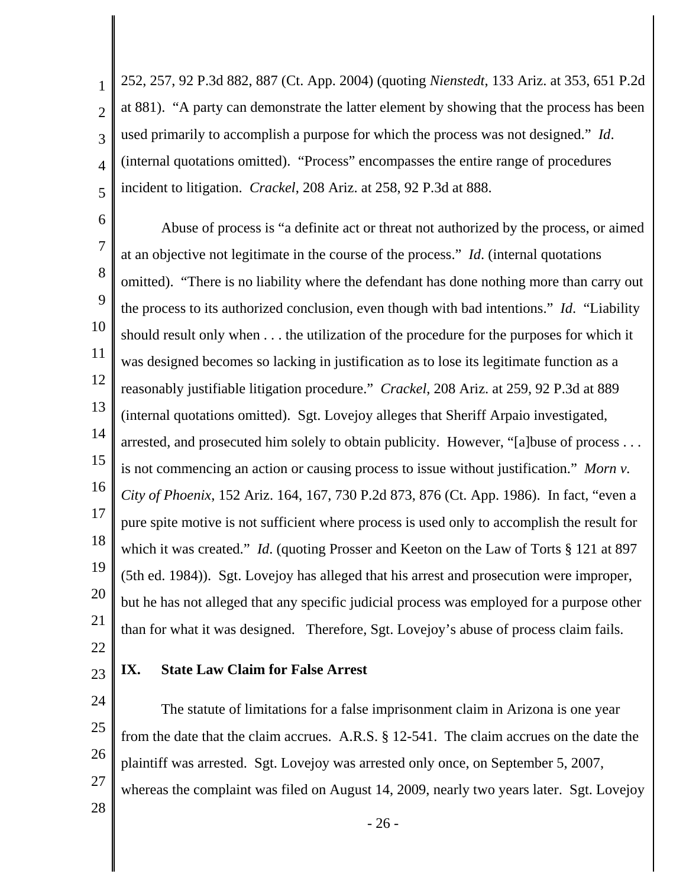252, 257, 92 P.3d 882, 887 (Ct. App. 2004) (quoting *Nienstedt*, 133 Ariz. at 353, 651 P.2d at 881). "A party can demonstrate the latter element by showing that the process has been used primarily to accomplish a purpose for which the process was not designed." *Id*. (internal quotations omitted). "Process" encompasses the entire range of procedures incident to litigation. *Crackel*, 208 Ariz. at 258, 92 P.3d at 888.

Abuse of process is "a definite act or threat not authorized by the process, or aimed at an objective not legitimate in the course of the process." *Id*. (internal quotations omitted). "There is no liability where the defendant has done nothing more than carry out the process to its authorized conclusion, even though with bad intentions." *Id*. "Liability should result only when . . . the utilization of the procedure for the purposes for which it was designed becomes so lacking in justification as to lose its legitimate function as a reasonably justifiable litigation procedure." *Crackel*, 208 Ariz. at 259, 92 P.3d at 889 (internal quotations omitted). Sgt. Lovejoy alleges that Sheriff Arpaio investigated, arrested, and prosecuted him solely to obtain publicity. However, "[a]buse of process . . . is not commencing an action or causing process to issue without justification." *Morn v. City of Phoenix*, 152 Ariz. 164, 167, 730 P.2d 873, 876 (Ct. App. 1986). In fact, "even a pure spite motive is not sufficient where process is used only to accomplish the result for which it was created." *Id*. (quoting Prosser and Keeton on the Law of Torts § 121 at 897 (5th ed. 1984)). Sgt. Lovejoy has alleged that his arrest and prosecution were improper, but he has not alleged that any specific judicial process was employed for a purpose other than for what it was designed. Therefore, Sgt. Lovejoy's abuse of process claim fails.

## IX. State Law Claim for False Arrest

The statute of limitations for a false imprisonment claim in Arizona is one year from the date that the claim accrues. A.R.S. § 12-541. The claim accrues on the date the plaintiff was arrested. Sgt. Lovejoy was arrested only once, on September 5, 2007, whereas the complaint was filed on August 14, 2009, nearly two years later. Sgt. Lovejoy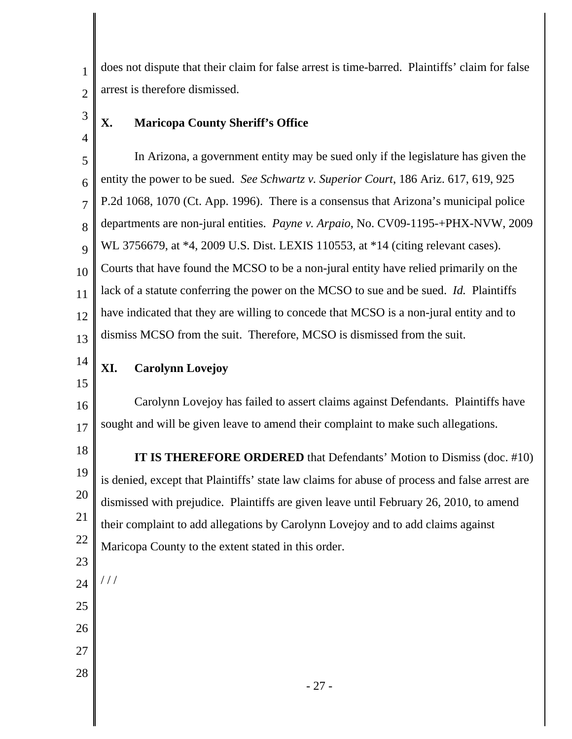does not dispute that their claim for false arrest is time-barred. Plaintiffs' claim for false arrest is therefore dismissed.

## X. Maricopa County Sheriff's Office

In Arizona, a government entity may be sued only if the legislature has given the entity the power to be sued. *See Schwartz v. Superior Court*, 186 Ariz. 617, 619, 925 P.2d 1068, 1070 (Ct. App. 1996). There is a consensus that Arizona's municipal police departments are non-jural entities. *Payne v. Arpaio*, No. CV09-1195-+PHX-NVW, 2009 WL 3756679, at *4, 2009 U.S. Dist. LEXIS 110553, at *14 (citing relevant cases). Courts that have found the MCSO to be a non-jural entity have relied primarily on the lack of a statute conferring the power on the MCSO to sue and be sued. *Id.* Plaintiffs have indicated that they are willing to concede that MCSO is a non-jural entity and to dismiss MCSO from the suit. Therefore, MCSO is dismissed from the suit.

## XI. Carolynn Lovejoy

Carolynn Lovejoy has failed to assert claims against Defendants. Plaintiffs have sought and will be given leave to amend their complaint to make such allegations.

**IT IS THEREFORE ORDERED** that Defendants' Motion to Dismiss (doc. #10) is denied, except that Plaintiffs' state law claims for abuse of process and false arrest are dismissed with prejudice. Plaintiffs are given leave until February 26, 2010, to amend their complaint to add allegations by Carolynn Lovejoy and to add claims against Maricopa County to the extent stated in this order.

/ / /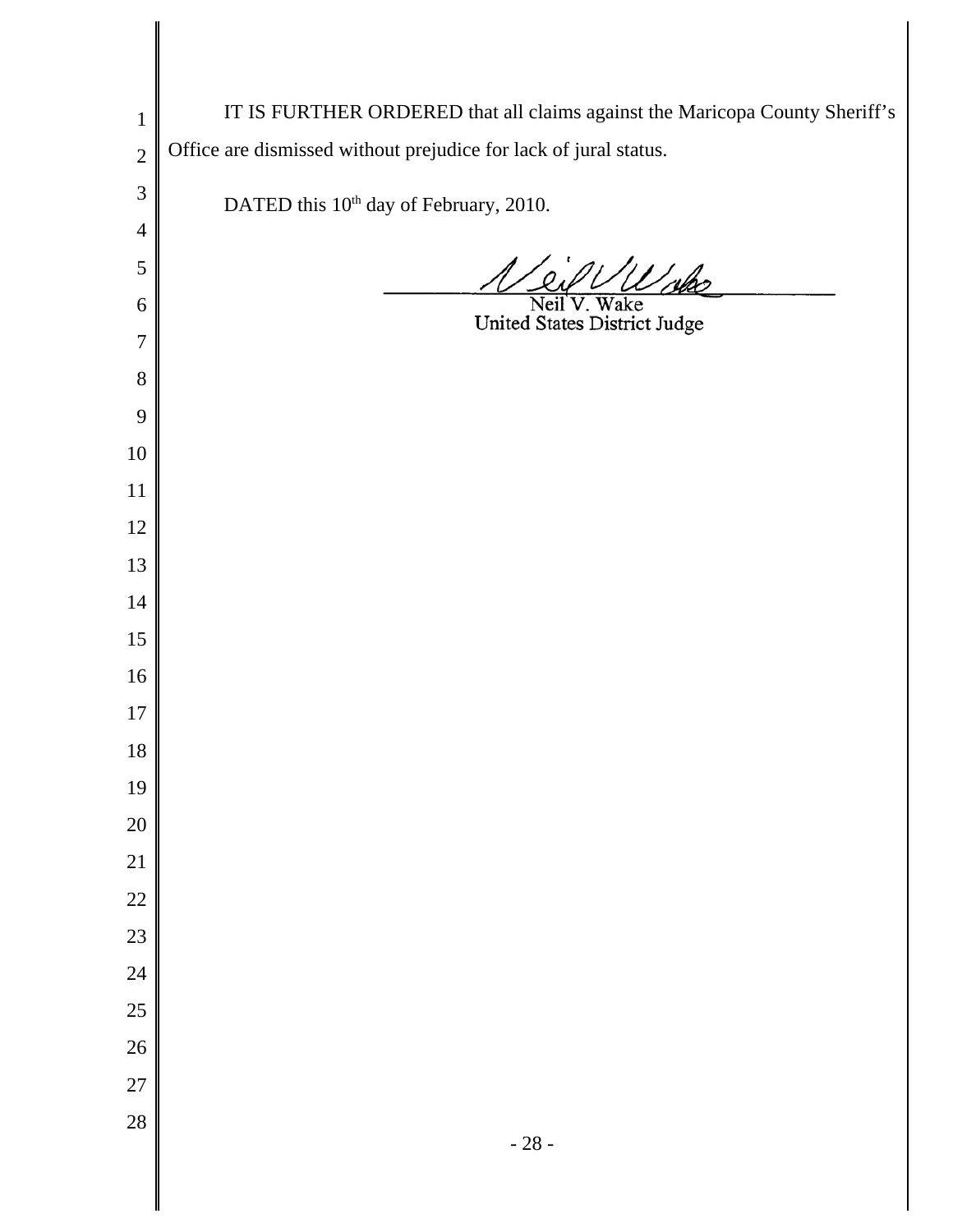IT IS FURTHER ORDERED that all claims against the Maricopa County Sheriff's Office are dismissed without prejudice for lack of jural status.

DATED this 10th day of February, 2010.

Neil V. Wake
United States District Judge